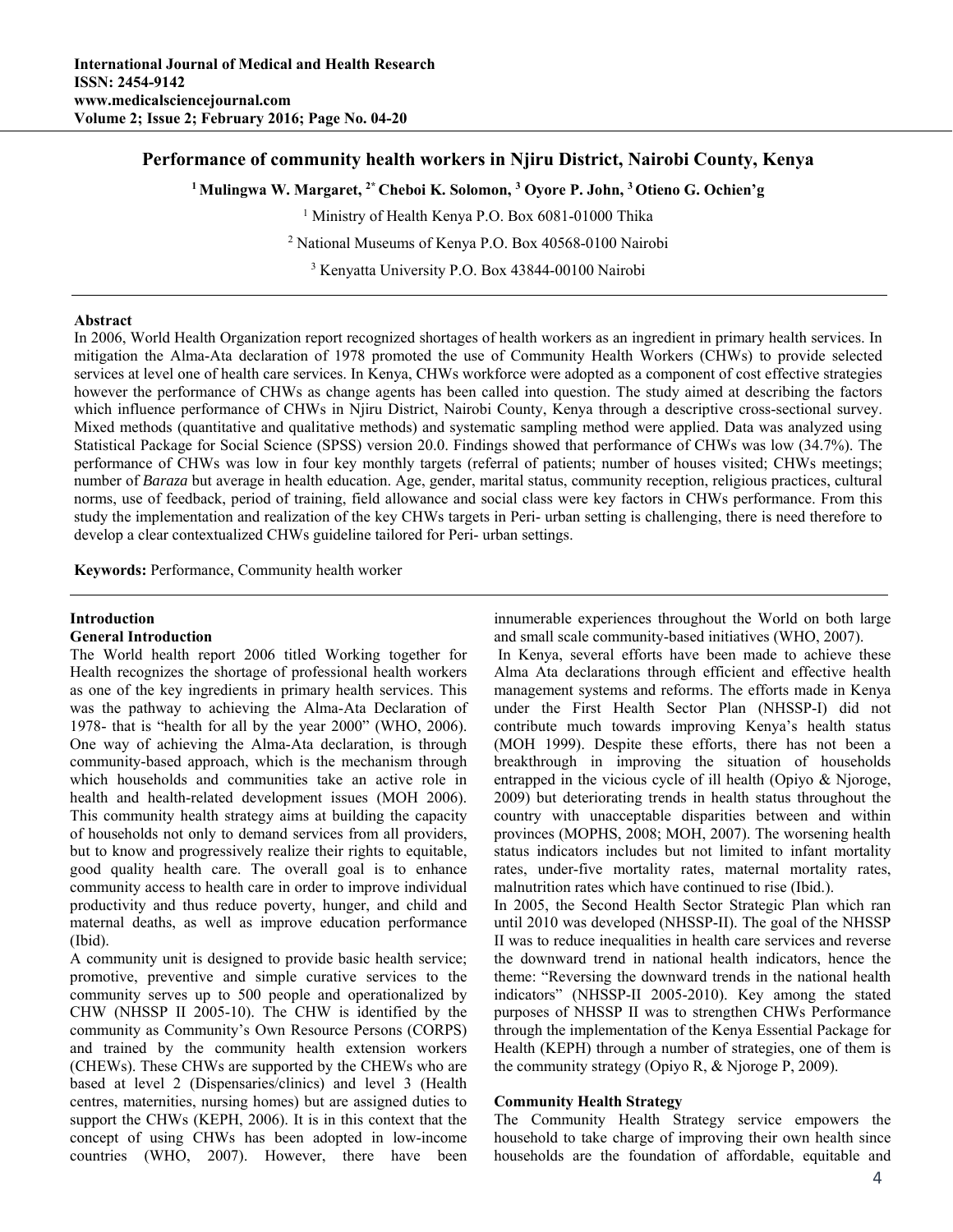# Performance of community health workers in Njiru District, Nairobi County, Kenya

**[1] Mulingwa W. Margaret, [2*] Cheboi K. Solomon, [3] Oyore P. John, [3] Otieno G. Ochien'g**

[1] Ministry of Health Kenya P.O. Box 6081-01000 Thika

[2] National Museums of Kenya P.O. Box 40568-0100 Nairobi

[3] Kenyatta University P.O. Box 43844-00100 Nairobi

## Abstract

In 2006, World Health Organization report recognized shortages of health workers as an ingredient in primary health services. In mitigation the Alma-Ata declaration of 1978 promoted the use of Community Health Workers (CHWs) to provide selected services at level one of health care services. In Kenya, CHWs workforce were adopted as a component of cost effective strategies however the performance of CHWs as change agents has been called into question. The study aimed at describing the factors which influence performance of CHWs in Njiru District, Nairobi County, Kenya through a descriptive cross-sectional survey. Mixed methods (quantitative and qualitative methods) and systematic sampling method were applied. Data was analyzed using Statistical Package for Social Science (SPSS) version 20.0. Findings showed that performance of CHWs was low (34.7%). The performance of CHWs was low in four key monthly targets (referral of patients; number of houses visited; CHWs meetings; number of *Baraza* but average in health education. Age, gender, marital status, community reception, religious practices, cultural norms, use of feedback, period of training, field allowance and social class were key factors in CHWs performance. From this study the implementation and realization of the key CHWs targets in Peri- urban setting is challenging, there is need therefore to develop a clear contextualized CHWs guideline tailored for Peri- urban settings.

**Keywords:** Performance, Community health worker

## Introduction

### General Introduction

The World health report 2006 titled Working together for Health recognizes the shortage of professional health workers as one of the key ingredients in primary health services. This was the pathway to achieving the Alma-Ata Declaration of 1978- that is "health for all by the year 2000" (WHO, 2006). One way of achieving the Alma-Ata declaration, is through community-based approach, which is the mechanism through which households and communities take an active role in health and health-related development issues (MOH 2006). This community health strategy aims at building the capacity of households not only to demand services from all providers, but to know and progressively realize their rights to equitable, good quality health care. The overall goal is to enhance community access to health care in order to improve individual productivity and thus reduce poverty, hunger, and child and maternal deaths, as well as improve education performance (Ibid).

A community unit is designed to provide basic health service; promotive, preventive and simple curative services to the community serves up to 500 people and operationalized by CHW (NHSSP II 2005-10). The CHW is identified by the community as Community's Own Resource Persons (CORPS) and trained by the community health extension workers (CHEWs). These CHWs are supported by the CHEWs who are based at level 2 (Dispensaries/clinics) and level 3 (Health centres, maternities, nursing homes) but are assigned duties to support the CHWs (KEPH, 2006). It is in this context that the concept of using CHWs has been adopted in low-income countries (WHO, 2007). However, there have been innumerable experiences throughout the World on both large and small scale community-based initiatives (WHO, 2007).

In Kenya, several efforts have been made to achieve these Alma Ata declarations through efficient and effective health management systems and reforms. The efforts made in Kenya under the First Health Sector Plan (NHSSP-I) did not contribute much towards improving Kenya's health status (MOH 1999). Despite these efforts, there has not been a breakthrough in improving the situation of households entrapped in the vicious cycle of ill health (Opiyo & Njoroge, 2009) but deteriorating trends in health status throughout the country with unacceptable disparities between and within provinces (MOPHS, 2008; MOH, 2007). The worsening health status indicators includes but not limited to infant mortality rates, under-five mortality rates, maternal mortality rates, malnutrition rates which have continued to rise (Ibid.).

In 2005, the Second Health Sector Strategic Plan which ran until 2010 was developed (NHSSP-II). The goal of the NHSSP II was to reduce inequalities in health care services and reverse the downward trend in national health indicators, hence the theme: "Reversing the downward trends in the national health indicators" (NHSSP-II 2005-2010). Key among the stated purposes of NHSSP II was to strengthen CHWs Performance through the implementation of the Kenya Essential Package for Health (KEPH) through a number of strategies, one of them is the community strategy (Opiyo R, & Njoroge P, 2009).

### Community Health Strategy

The Community Health Strategy service empowers the household to take charge of improving their own health since households are the foundation of affordable, equitable and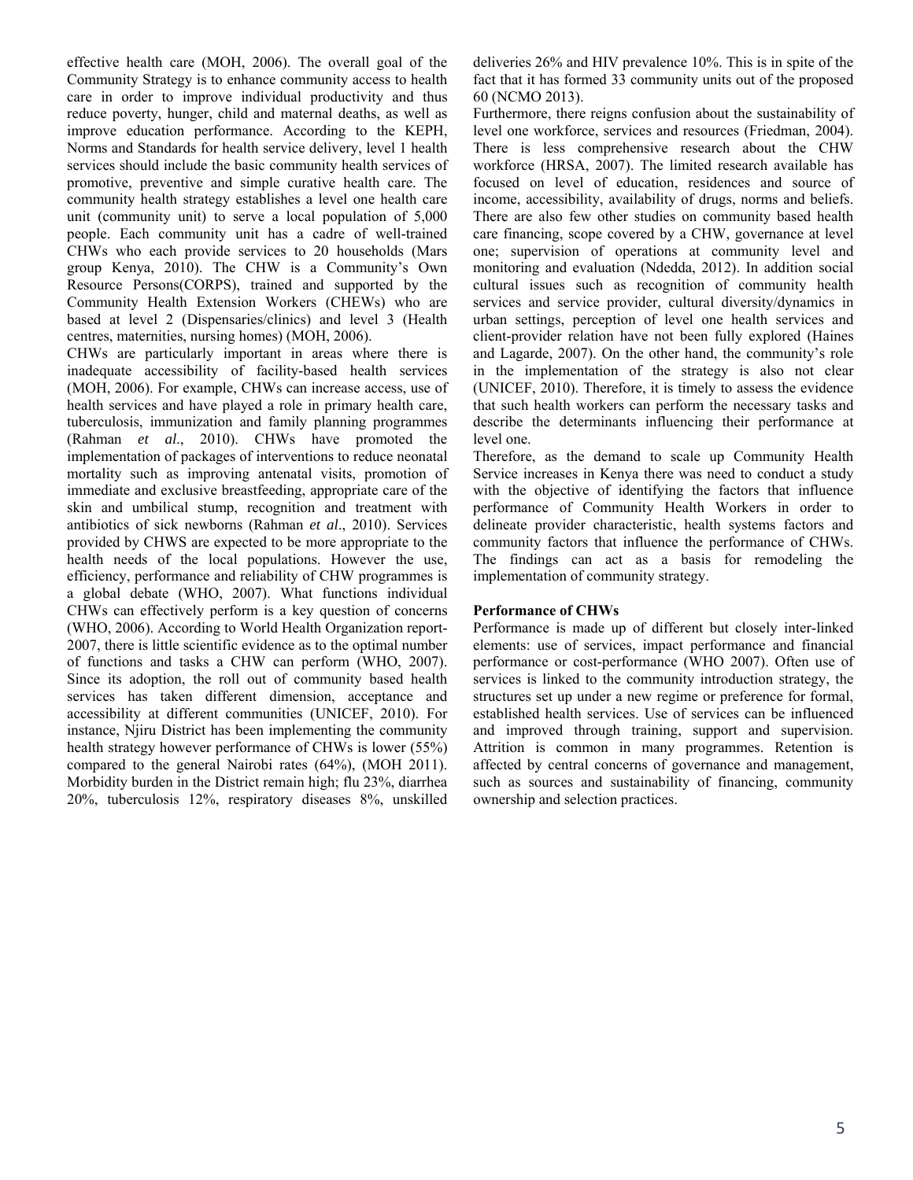effective health care (MOH, 2006). The overall goal of the Community Strategy is to enhance community access to health care in order to improve individual productivity and thus reduce poverty, hunger, child and maternal deaths, as well as improve education performance. According to the KEPH, Norms and Standards for health service delivery, level 1 health services should include the basic community health services of promotive, preventive and simple curative health care. The community health strategy establishes a level one health care unit (community unit) to serve a local population of 5,000 people. Each community unit has a cadre of well-trained CHWs who each provide services to 20 households (Mars group Kenya, 2010). The CHW is a Community's Own Resource Persons(CORPS), trained and supported by the Community Health Extension Workers (CHEWs) who are based at level 2 (Dispensaries/clinics) and level 3 (Health centres, maternities, nursing homes) (MOH, 2006).

CHWs are particularly important in areas where there is inadequate accessibility of facility-based health services (MOH, 2006). For example, CHWs can increase access, use of health services and have played a role in primary health care, tuberculosis, immunization and family planning programmes (Rahman *et al*., 2010). CHWs have promoted the implementation of packages of interventions to reduce neonatal mortality such as improving antenatal visits, promotion of immediate and exclusive breastfeeding, appropriate care of the skin and umbilical stump, recognition and treatment with antibiotics of sick newborns (Rahman *et al*., 2010). Services provided by CHWS are expected to be more appropriate to the health needs of the local populations. However the use, efficiency, performance and reliability of CHW programmes is a global debate (WHO, 2007). What functions individual CHWs can effectively perform is a key question of concerns (WHO, 2006). According to World Health Organization report-2007, there is little scientific evidence as to the optimal number of functions and tasks a CHW can perform (WHO, 2007). Since its adoption, the roll out of community based health services has taken different dimension, acceptance and accessibility at different communities (UNICEF, 2010). For instance, Njiru District has been implementing the community health strategy however performance of CHWs is lower (55%) compared to the general Nairobi rates (64%), (MOH 2011). Morbidity burden in the District remain high; flu 23%, diarrhea 20%, tuberculosis 12%, respiratory diseases 8%, unskilled deliveries 26% and HIV prevalence 10%. This is in spite of the fact that it has formed 33 community units out of the proposed 60 (NCMO 2013).

Furthermore, there reigns confusion about the sustainability of level one workforce, services and resources (Friedman, 2004). There is less comprehensive research about the CHW workforce (HRSA, 2007). The limited research available has focused on level of education, residences and source of income, accessibility, availability of drugs, norms and beliefs. There are also few other studies on community based health care financing, scope covered by a CHW, governance at level one; supervision of operations at community level and monitoring and evaluation (Ndedda, 2012). In addition social cultural issues such as recognition of community health services and service provider, cultural diversity/dynamics in urban settings, perception of level one health services and client-provider relation have not been fully explored (Haines and Lagarde, 2007). On the other hand, the community's role in the implementation of the strategy is also not clear (UNICEF, 2010). Therefore, it is timely to assess the evidence that such health workers can perform the necessary tasks and describe the determinants influencing their performance at level one.

Therefore, as the demand to scale up Community Health Service increases in Kenya there was need to conduct a study with the objective of identifying the factors that influence performance of Community Health Workers in order to delineate provider characteristic, health systems factors and community factors that influence the performance of CHWs. The findings can act as a basis for remodeling the implementation of community strategy.

**Performance of CHWs**

Performance is made up of different but closely inter-linked elements: use of services, impact performance and financial performance or cost-performance (WHO 2007). Often use of services is linked to the community introduction strategy, the structures set up under a new regime or preference for formal, established health services. Use of services can be influenced and improved through training, support and supervision. Attrition is common in many programmes. Retention is affected by central concerns of governance and management, such as sources and sustainability of financing, community ownership and selection practices.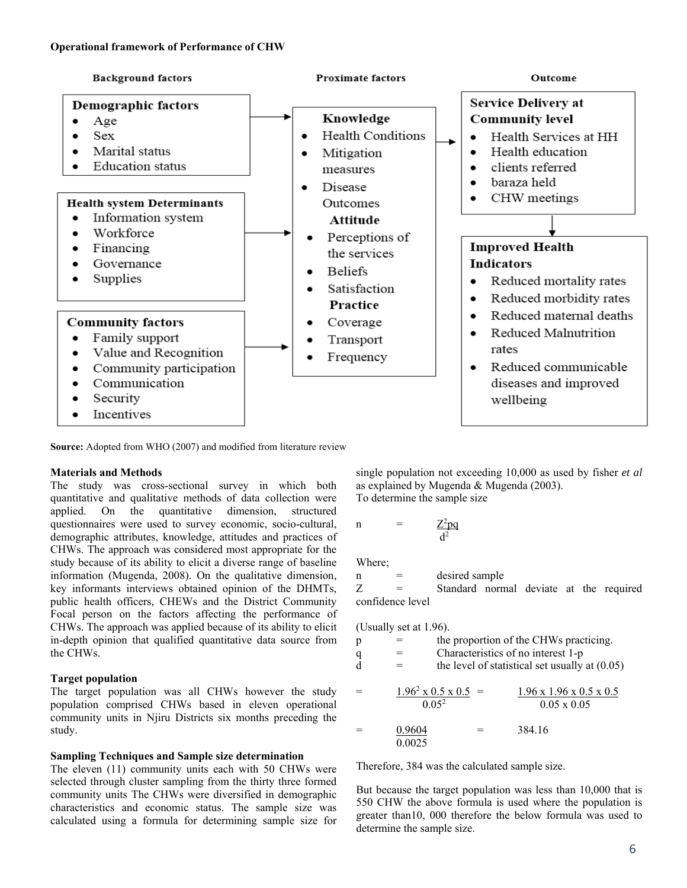**Operational framework of Performance of CHW**

**Background factors**

**Demographic factors**
- Age
- Sex
- Marital status
- Education status

**Health system Determinants**
- Information system
- Workforce
- Financing
- Governance
- Supplies

**Community factors**
- Family support
- Value and Recognition
- Community participation
- Communication
- Security
- Incentives

**Proximate factors**

**Knowledge**
- Health Conditions
- Mitigation measures
- Disease Outcomes

**Attitude**
- Perceptions of the services
- Beliefs
- Satisfaction

**Practice**
- Coverage
- Transport
- Frequency

**Outcome**

**Service Delivery at Community level**
- Health Services at HH
- Health education
- clients referred
- baraza held
- CHW meetings

**Improved Health Indicators**
- Reduced mortality rates
- Reduced morbidity rates
- Reduced maternal deaths
- Reduced Malnutrition rates
- Reduced communicable diseases and improved wellbeing

**Source:** Adopted from WHO (2007) and modified from literature review

**Materials and Methods**

The study was cross-sectional survey in which both quantitative and qualitative methods of data collection were applied. On the quantitative dimension, structured questionnaires were used to survey economic, socio-cultural, demographic attributes, knowledge, attitudes and practices of CHWs. The approach was considered most appropriate for the study because of its ability to elicit a diverse range of baseline information (Mugenda, 2008). On the qualitative dimension, key informants interviews obtained opinion of the DHMTs, public health officers, CHEWs and the District Community Focal person on the factors affecting the performance of CHWs. The approach was applied because of its ability to elicit in-depth opinion that qualified quantitative data source from the CHWs.

**Target population**

The target population was all CHWs however the study population comprised CHWs based in eleven operational community units in Njiru Districts six months preceding the study.

**Sampling Techniques and Sample size determination**

The eleven (11) community units each with 50 CHWs were selected through cluster sampling from the thirty three formed community units The CHWs were diversified in demographic characteristics and economic status. The sample size was calculated using a formula for determining sample size for single population not exceeding 10,000 as used by fisher *et al* as explained by Mugenda & Mugenda (2003).

To determine the sample size

$$n = \frac{Z^2pq}{d^2}$$

Where;

n = desired sample

Z = Standard normal deviate at the required confidence level

(Usually set at 1.96).

p = the proportion of the CHWs practicing.

q = Characteristics of no interest 1-p

d = the level of statistical set usually at (0.05)

$$= \frac{1.96^2 \times 0.5 \times 0.5}{0.05^2} = \frac{1.96 \times 1.96 \times 0.5 \times 0.5}{0.05 \times 0.05}$$

$$= \frac{0.9604}{0.0025} = 384.16$$

Therefore, 384 was the calculated sample size.

But because the target population was less than 10,000 that is 550 CHW the above formula is used where the population is greater than10, 000 therefore the below formula was used to determine the sample size.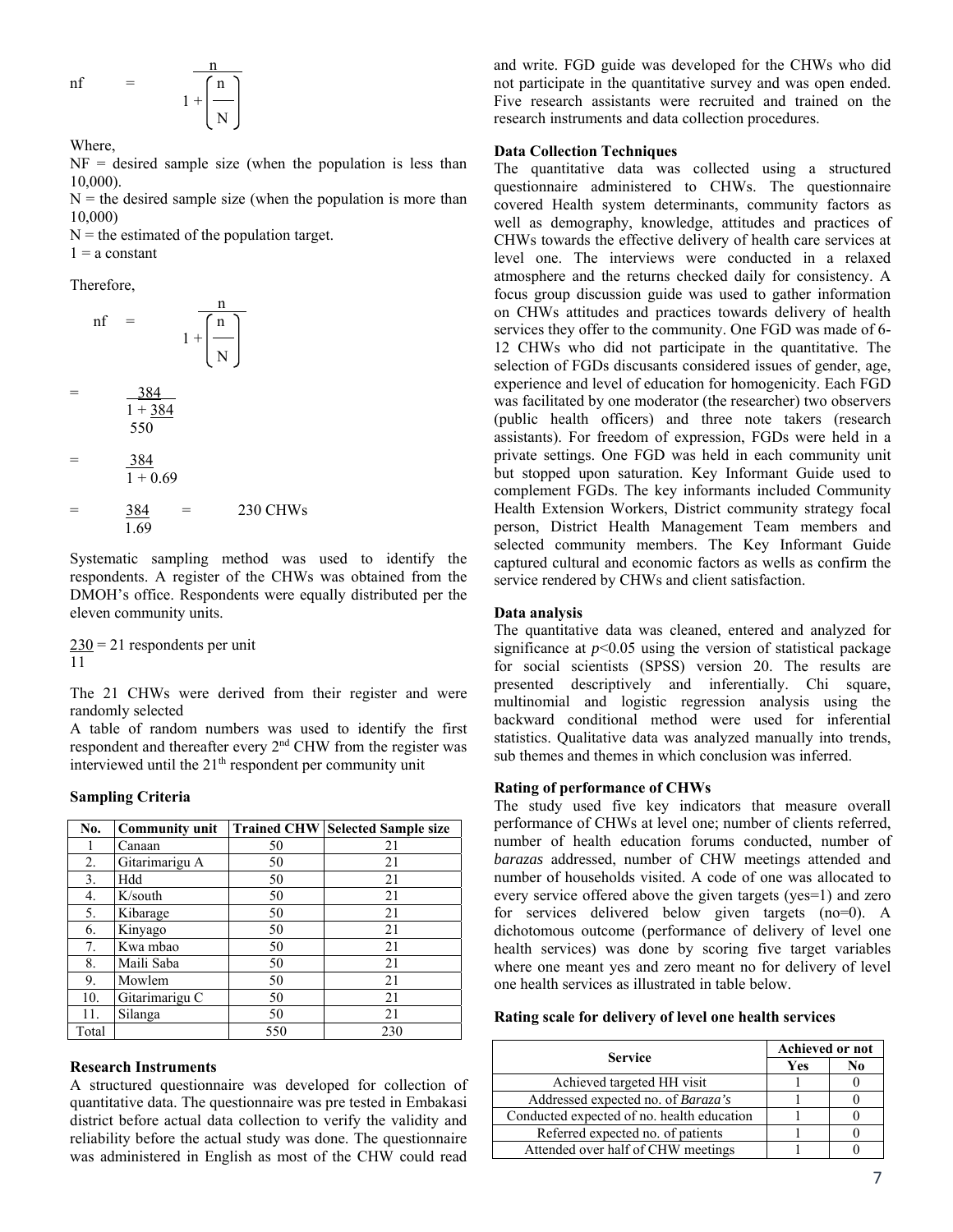$$nf = \frac{n}{1 + \left(\frac{n}{N}\right)}$$

Where,

NF = desired sample size (when the population is less than 10,000).

N = the desired sample size (when the population is more than 10,000)

N = the estimated of the population target.

1 = a constant

Therefore,

$$nf = \frac{n}{1 + \left(\frac{n}{N}\right)}$$

$$= \frac{384}{1 + \frac{384}{550}}$$

$$= \frac{384}{1 + 0.69}$$

$$= \frac{384}{1.69} = 230 \text{ CHWs}$$

Systematic sampling method was used to identify the respondents. A register of the CHWs was obtained from the DMOH's office. Respondents were equally distributed per the eleven community units.

$\frac{230}{11}$ = 21 respondents per unit

The 21 CHWs were derived from their register and were randomly selected

A table of random numbers was used to identify the first respondent and thereafter every 2nd CHW from the register was interviewed until the 21th respondent per community unit

**Sampling Criteria**

| No. | Community unit | Trained CHW | Selected Sample size |
|---|---|---|---|
| 1 | Canaan | 50 | 21 |
| 2. | Gitarimarigu A | 50 | 21 |
| 3. | Hdd | 50 | 21 |
| 4. | K/south | 50 | 21 |
| 5. | Kibarage | 50 | 21 |
| 6. | Kinyago | 50 | 21 |
| 7. | Kwa mbao | 50 | 21 |
| 8. | Maili Saba | 50 | 21 |
| 9. | Mowlem | 50 | 21 |
| 10. | Gitarimarigu C | 50 | 21 |
| 11. | Silanga | 50 | 21 |
| Total | | 550 | 230 |

**Research Instruments**

A structured questionnaire was developed for collection of quantitative data. The questionnaire was pre tested in Embakasi district before actual data collection to verify the validity and reliability before the actual study was done. The questionnaire was administered in English as most of the CHW could read and write. FGD guide was developed for the CHWs who did not participate in the quantitative survey and was open ended. Five research assistants were recruited and trained on the research instruments and data collection procedures.

**Data Collection Techniques**

The quantitative data was collected using a structured questionnaire administered to CHWs. The questionnaire covered Health system determinants, community factors as well as demography, knowledge, attitudes and practices of CHWs towards the effective delivery of health care services at level one. The interviews were conducted in a relaxed atmosphere and the returns checked daily for consistency. A focus group discussion guide was used to gather information on CHWs attitudes and practices towards delivery of health services they offer to the community. One FGD was made of 6-12 CHWs who did not participate in the quantitative. The selection of FGDs discusants considered issues of gender, age, experience and level of education for homogenicity. Each FGD was facilitated by one moderator (the researcher) two observers (public health officers) and three note takers (research assistants). For freedom of expression, FGDs were held in a private settings. One FGD was held in each community unit but stopped upon saturation. Key Informant Guide used to complement FGDs. The key informants included Community Health Extension Workers, District community strategy focal person, District Health Management Team members and selected community members. The Key Informant Guide captured cultural and economic factors as wells as confirm the service rendered by CHWs and client satisfaction.

**Data analysis**

The quantitative data was cleaned, entered and analyzed for significance at $p$<0.05 using the version of statistical package for social scientists (SPSS) version 20. The results are presented descriptively and inferentially. Chi square, multinomial and logistic regression analysis using the backward conditional method were used for inferential statistics. Qualitative data was analyzed manually into trends, sub themes and themes in which conclusion was inferred.

**Rating of performance of CHWs**

The study used five key indicators that measure overall performance of CHWs at level one; number of clients referred, number of health education forums conducted, number of *barazas* addressed, number of CHW meetings attended and number of households visited. A code of one was allocated to every service offered above the given targets (yes=1) and zero for services delivered below given targets (no=0). A dichotomous outcome (performance of delivery of level one health services) was done by scoring five target variables where one meant yes and zero meant no for delivery of level one health services as illustrated in table below.

**Rating scale for delivery of level one health services**

| Service | Achieved or not | |
|---|---|---|
| | Yes | No |
| Achieved targeted HH visit | 1 | 0 |
| Addressed expected no. of *Baraza's* | 1 | 0 |
| Conducted expected of no. health education | 1 | 0 |
| Referred expected no. of patients | 1 | 0 |
| Attended over half of CHW meetings | 1 | 0 |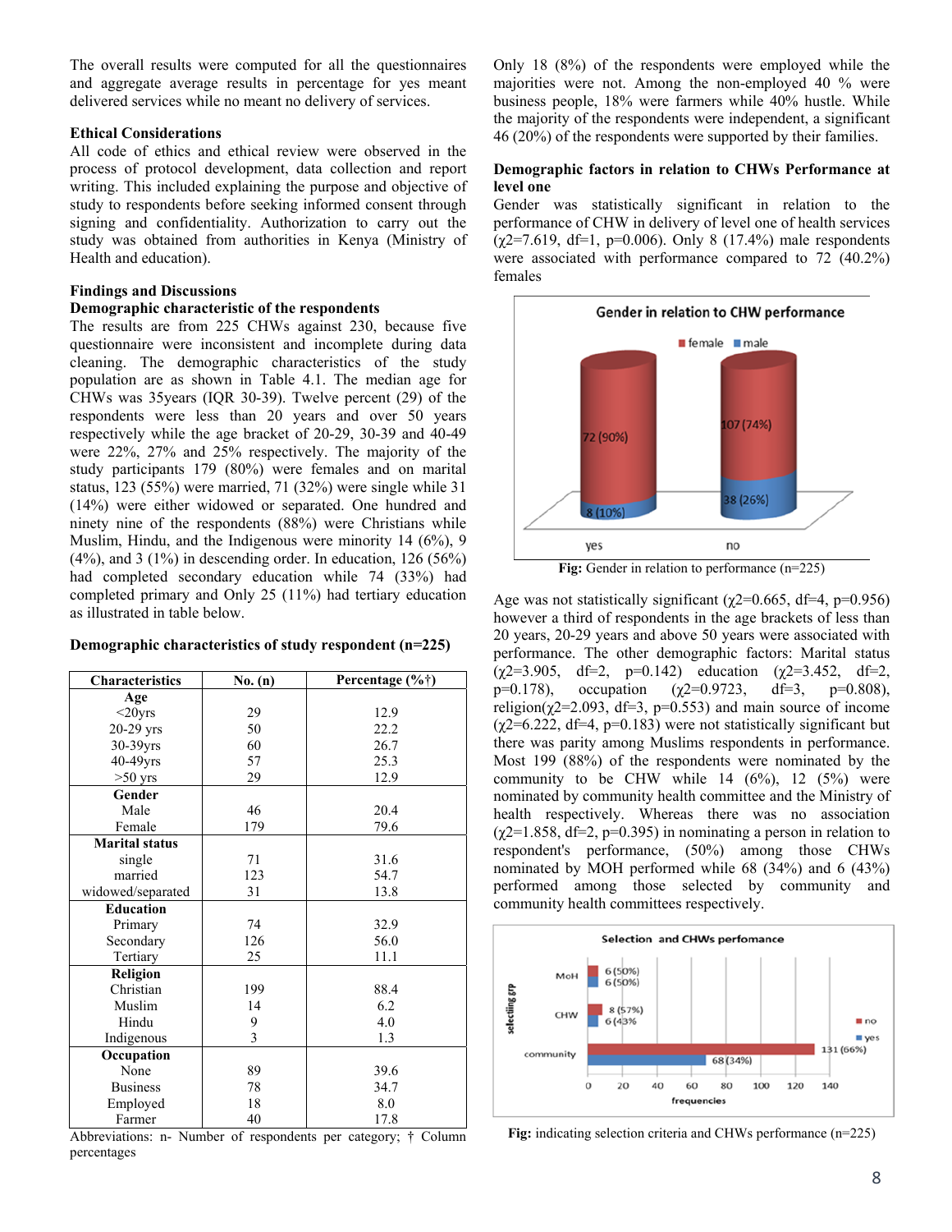The overall results were computed for all the questionnaires and aggregate average results in percentage for yes meant delivered services while no meant no delivery of services.

### Ethical Considerations

All code of ethics and ethical review were observed in the process of protocol development, data collection and report writing. This included explaining the purpose and objective of study to respondents before seeking informed consent through signing and confidentiality. Authorization to carry out the study was obtained from authorities in Kenya (Ministry of Health and education).

### Findings and Discussions

#### Demographic characteristic of the respondents

The results are from 225 CHWs against 230, because five questionnaire were inconsistent and incomplete during data cleaning. The demographic characteristics of the study population are as shown in Table 4.1. The median age for CHWs was 35years (IQR 30-39). Twelve percent (29) of the respondents were less than 20 years and over 50 years respectively while the age bracket of 20-29, 30-39 and 40-49 were 22%, 27% and 25% respectively. The majority of the study participants 179 (80%) were females and on marital status, 123 (55%) were married, 71 (32%) were single while 31 (14%) were either widowed or separated. One hundred and ninety nine of the respondents (88%) were Christians while Muslim, Hindu, and the Indigenous were minority 14 (6%), 9 (4%), and 3 (1%) in descending order. In education, 126 (56%) had completed secondary education while 74 (33%) had completed primary and Only 25 (11%) had tertiary education as illustrated in table below.

**Demographic characteristics of study respondent (n=225)**

| Characteristics | No. (n) | Percentage (%†) |
|---|---|---|
| **Age** | | |
| <20yrs | 29 | 12.9 |
| 20-29 yrs | 50 | 22.2 |
| 30-39yrs | 60 | 26.7 |
| 40-49yrs | 57 | 25.3 |
| >50 yrs | 29 | 12.9 |
| **Gender** | | |
| Male | 46 | 20.4 |
| Female | 179 | 79.6 |
| **Marital status** | | |
| single | 71 | 31.6 |
| married | 123 | 54.7 |
| widowed/separated | 31 | 13.8 |
| **Education** | | |
| Primary | 74 | 32.9 |
| Secondary | 126 | 56.0 |
| Tertiary | 25 | 11.1 |
| **Religion** | | |
| Christian | 199 | 88.4 |
| Muslim | 14 | 6.2 |
| Hindu | 9 | 4.0 |
| Indigenous | 3 | 1.3 |
| **Occupation** | | |
| None | 89 | 39.6 |
| Business | 78 | 34.7 |
| Employed | 18 | 8.0 |
| Farmer | 40 | 17.8 |

Abbreviations: n- Number of respondents per category; † Column percentages

Only 18 (8%) of the respondents were employed while the majorities were not. Among the non-employed 40 % were business people, 18% were farmers while 40% hustle. While the majority of the respondents were independent, a significant 46 (20%) of the respondents were supported by their families.

#### Demographic factors in relation to CHWs Performance at level one

Gender was statistically significant in relation to the performance of CHW in delivery of level one of health services ($\chi2$=7.619, df=1, p=0.006). Only 8 (17.4%) male respondents were associated with performance compared to 72 (40.2%) females

**Fig:** Gender in relation to performance (n=225)

Age was not statistically significant ($\chi2$=0.665, df=4, p=0.956) however a third of respondents in the age brackets of less than 20 years, 20-29 years and above 50 years were associated with performance. The other demographic factors: Marital status ($\chi2$=3.905, df=2, p=0.142) education ($\chi2$=3.452, df=2, p=0.178), occupation ($\chi2$=0.9723, df=3, p=0.808), religion($\chi2$=2.093, df=3, p=0.553) and main source of income ($\chi2$=6.222, df=4, p=0.183) were not statistically significant but there was parity among Muslims respondents in performance. Most 199 (88%) of the respondents were nominated by the community to be CHW while 14 (6%), 12 (5%) were nominated by community health committee and the Ministry of health respectively. Whereas there was no association ($\chi2$=1.858, df=2, p=0.395) in nominating a person in relation to respondent's performance, (50%) among those CHWs nominated by MOH performed while 68 (34%) and 6 (43%) performed among those selected by community and community health committees respectively.

**Fig:** indicating selection criteria and CHWs performance (n=225)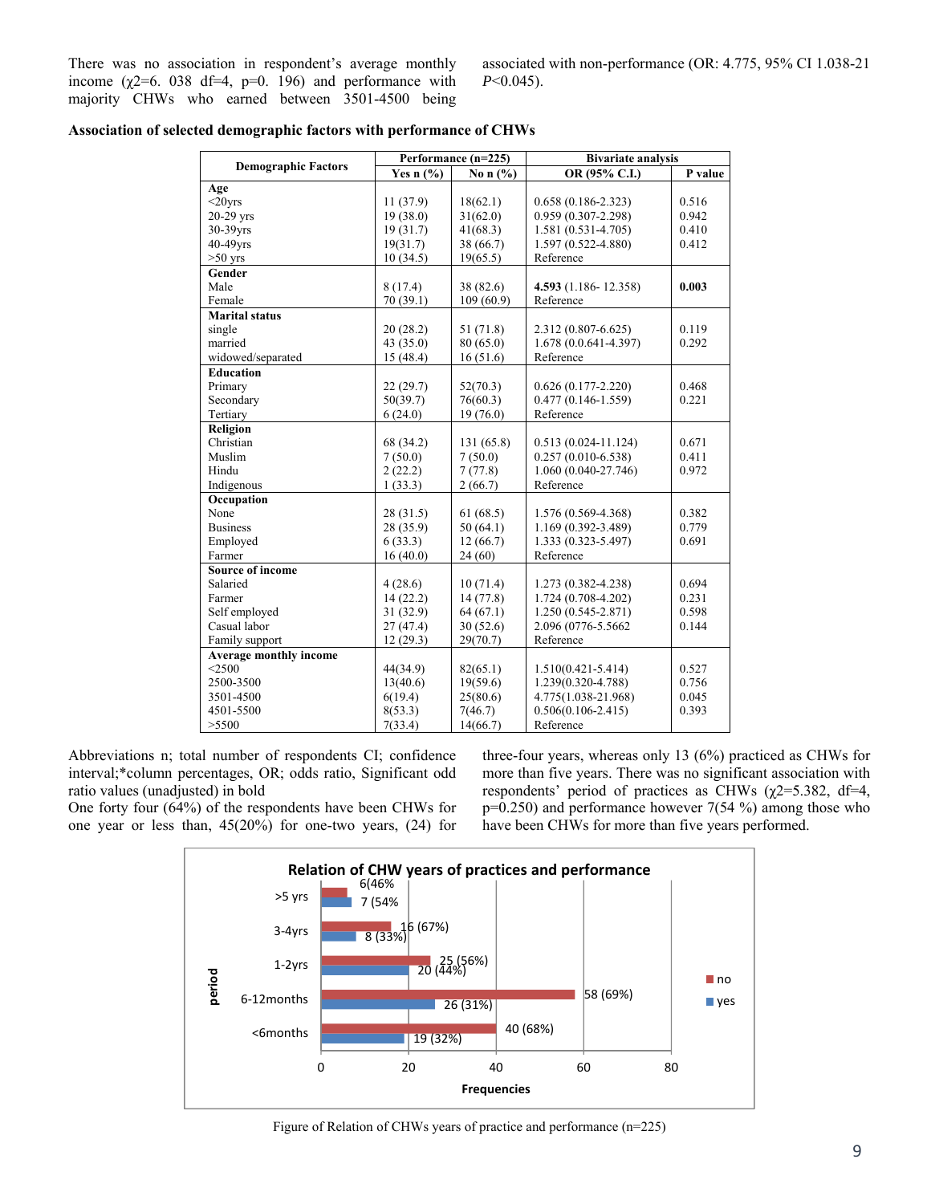There was no association in respondent's average monthly income ($\chi$2=6. 038 df=4, p=0. 196) and performance with majority CHWs who earned between 3501-4500 being associated with non-performance (OR: 4.775, 95% CI 1.038-21 *P*<0.045).

**Association of selected demographic factors with performance of CHWs**

| Demographic Factors | Performance (n=225) | | Bivariate analysis | |
|---|---|---|---|---|
| | Yes n (%) | No n (%) | OR (95% C.I.) | P value |
| **Age** | | | | |
| <20yrs | 11 (37.9) | 18(62.1) | 0.658 (0.186-2.323) | 0.516 |
| 20-29 yrs | 19 (38.0) | 31(62.0) | 0.959 (0.307-2.298) | 0.942 |
| 30-39yrs | 19 (31.7) | 41(68.3) | 1.581 (0.531-4.705) | 0.410 |
| 40-49yrs | 19(31.7) | 38 (66.7) | 1.597 (0.522-4.880) | 0.412 |
| >50 yrs | 10 (34.5) | 19(65.5) | Reference | |
| **Gender** | | | | |
| Male | 8 (17.4) | 38 (82.6) | **4.593** (1.186- 12.358) | **0.003** |
| Female | 70 (39.1) | 109 (60.9) | Reference | |
| **Marital status** | | | | |
| single | 20 (28.2) | 51 (71.8) | 2.312 (0.807-6.625) | 0.119 |
| married | 43 (35.0) | 80 (65.0) | 1.678 (0.0.641-4.397) | 0.292 |
| widowed/separated | 15 (48.4) | 16 (51.6) | Reference | |
| **Education** | | | | |
| Primary | 22 (29.7) | 52(70.3) | 0.626 (0.177-2.220) | 0.468 |
| Secondary | 50(39.7) | 76(60.3) | 0.477 (0.146-1.559) | 0.221 |
| Tertiary | 6 (24.0) | 19 (76.0) | Reference | |
| **Religion** | | | | |
| Christian | 68 (34.2) | 131 (65.8) | 0.513 (0.024-11.124) | 0.671 |
| Muslim | 7 (50.0) | 7 (50.0) | 0.257 (0.010-6.538) | 0.411 |
| Hindu | 2 (22.2) | 7 (77.8) | 1.060 (0.040-27.746) | 0.972 |
| Indigenous | 1 (33.3) | 2 (66.7) | Reference | |
| **Occupation** | | | | |
| None | 28 (31.5) | 61 (68.5) | 1.576 (0.569-4.368) | 0.382 |
| Business | 28 (35.9) | 50 (64.1) | 1.169 (0.392-3.489) | 0.779 |
| Employed | 6 (33.3) | 12 (66.7) | 1.333 (0.323-5.497) | 0.691 |
| Farmer | 16 (40.0) | 24 (60) | Reference | |
| **Source of income** | | | | |
| Salaried | 4 (28.6) | 10 (71.4) | 1.273 (0.382-4.238) | 0.694 |
| Farmer | 14 (22.2) | 14 (77.8) | 1.724 (0.708-4.202) | 0.231 |
| Self employed | 31 (32.9) | 64 (67.1) | 1.250 (0.545-2.871) | 0.598 |
| Casual labor | 27 (47.4) | 30 (52.6) | 2.096 (0776-5.5662 | 0.144 |
| Family support | 12 (29.3) | 29(70.7) | Reference | |
| **Average monthly income** | | | | |
| <2500 | 44(34.9) | 82(65.1) | 1.510(0.421-5.414) | 0.527 |
| 2500-3500 | 13(40.6) | 19(59.6) | 1.239(0.320-4.788) | 0.756 |
| 3501-4500 | 6(19.4) | 25(80.6) | 4.775(1.038-21.968) | 0.045 |
| 4501-5500 | 8(53.3) | 7(46.7) | 0.506(0.106-2.415) | 0.393 |
| >5500 | 7(33.4) | 14(66.7) | Reference | |

Abbreviations n; total number of respondents CI; confidence interval;*column percentages, OR; odds ratio, Significant odd ratio values (unadjusted) in bold

One forty four (64%) of the respondents have been CHWs for one year or less than, 45(20%) for one-two years, (24) for three-four years, whereas only 13 (6%) practiced as CHWs for more than five years. There was no significant association with respondents' period of practices as CHWs ($\chi$2=5.382, df=4, p=0.250) and performance however 7(54 %) among those who have been CHWs for more than five years performed.

Figure of Relation of CHWs years of practice and performance (n=225)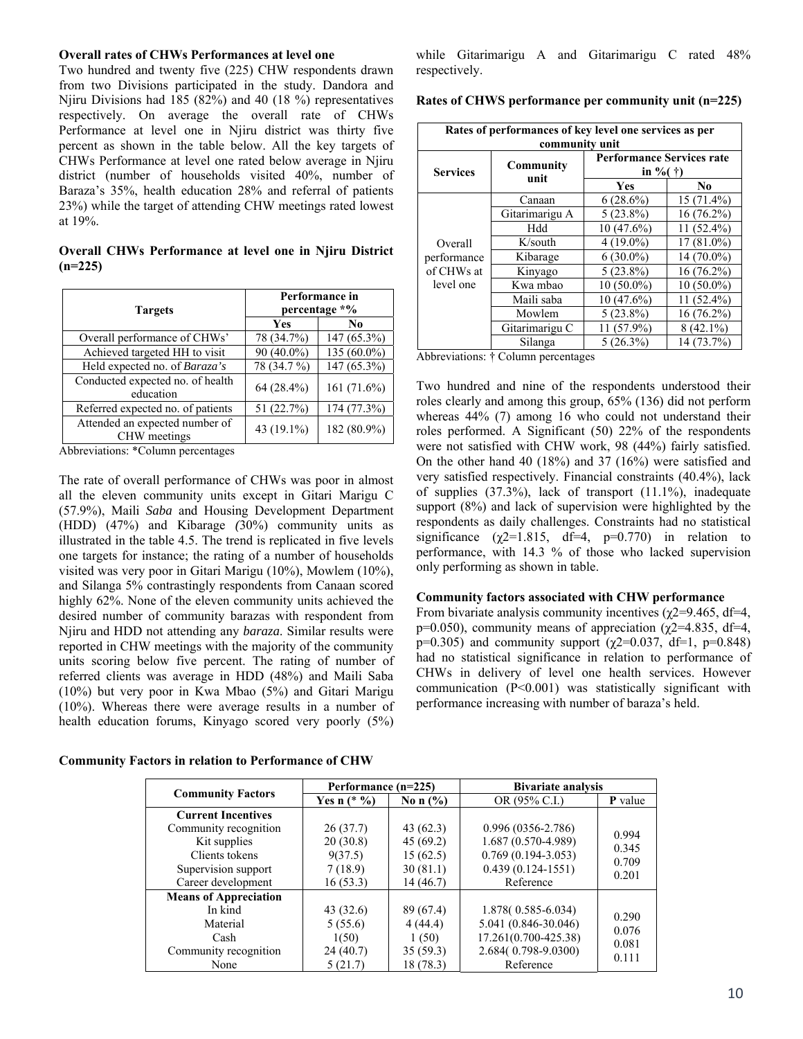**Overall rates of CHWs Performances at level one**

Two hundred and twenty five (225) CHW respondents drawn from two Divisions participated in the study. Dandora and Njiru Divisions had 185 (82%) and 40 (18 %) representatives respectively. On average the overall rate of CHWs Performance at level one in Njiru district was thirty five percent as shown in the table below. All the key targets of CHWs Performance at level one rated below average in Njiru district (number of households visited 40%, number of Baraza's 35%, health education 28% and referral of patients 23%) while the target of attending CHW meetings rated lowest at 19%.

**Overall CHWs Performance at level one in Njiru District (n=225)**

| Targets | Performance in percentage *% | |
|---|---|---|
| | Yes | No |
| Overall performance of CHWs' | 78 (34.7%) | 147 (65.3%) |
| Achieved targeted HH to visit | 90 (40.0%) | 135 (60.0%) |
| Held expected no. of *Baraza's* | 78 (34.7 %) | 147 (65.3%) |
| Conducted expected no. of health education | 64 (28.4%) | 161 (71.6%) |
| Referred expected no. of patients | 51 (22.7%) | 174 (77.3%) |
| Attended an expected number of CHW meetings | 43 (19.1%) | 182 (80.9%) |

Abbreviations: *Column percentages

The rate of overall performance of CHWs was poor in almost all the eleven community units except in Gitari Marigu C (57.9%), Maili *Saba* and Housing Development Department (HDD) (47%) and Kibarage *(*30%) community units as illustrated in the table 4.5. The trend is replicated in five levels one targets for instance; the rating of a number of households visited was very poor in Gitari Marigu (10%), Mowlem (10%), and Silanga 5% contrastingly respondents from Canaan scored highly 62%. None of the eleven community units achieved the desired number of community barazas with respondent from Njiru and HDD not attending any *baraza*. Similar results were reported in CHW meetings with the majority of the community units scoring below five percent. The rating of number of referred clients was average in HDD (48%) and Maili Saba (10%) but very poor in Kwa Mbao (5%) and Gitari Marigu (10%). Whereas there were average results in a number of health education forums, Kinyago scored very poorly (5%) while Gitarimarigu A and Gitarimarigu C rated 48% respectively.

**Rates of CHWS performance per community unit (n=225)**

| Rates of performances of key level one services as per community unit | | | |
|---|---|---|---|
| Services | Community unit | Performance Services rate in %( †) | |
| | | Yes | No |
| Overall performance of CHWs at level one | Canaan | 6 (28.6%) | 15 (71.4%) |
| | Gitarimarigu A | 5 (23.8%) | 16 (76.2%) |
| | Hdd | 10 (47.6%) | 11 (52.4%) |
| | K/south | 4 (19.0%) | 17 (81.0%) |
| | Kibarage | 6 (30.0%) | 14 (70.0%) |
| | Kinyago | 5 (23.8%) | 16 (76.2%) |
| | Kwa mbao | 10 (50.0%) | 10 (50.0%) |
| | Maili saba | 10 (47.6%) | 11 (52.4%) |
| | Mowlem | 5 (23.8%) | 16 (76.2%) |
| | Gitarimarigu C | 11 (57.9%) | 8 (42.1%) |
| | Silanga | 5 (26.3%) | 14 (73.7%) |

Abbreviations: † Column percentages

Two hundred and nine of the respondents understood their roles clearly and among this group, 65% (136) did not perform whereas 44% (7) among 16 who could not understand their roles performed. A Significant (50) 22% of the respondents were not satisfied with CHW work, 98 (44%) fairly satisfied. On the other hand 40 (18%) and 37 (16%) were satisfied and very satisfied respectively. Financial constraints (40.4%), lack of supplies (37.3%), lack of transport (11.1%), inadequate support (8%) and lack of supervision were highlighted by the respondents as daily challenges. Constraints had no statistical significance ($\chi2$=1.815, df=4, p=0.770) in relation to performance, with 14.3 % of those who lacked supervision only performing as shown in table.

**Community factors associated with CHW performance**

From bivariate analysis community incentives ($\chi2$=9.465, df=4, p=0.050), community means of appreciation ($\chi2$=4.835, df=4, p=0.305) and community support ($\chi2$=0.037, df=1, p=0.848) had no statistical significance in relation to performance of CHWs in delivery of level one health services. However communication (P<0.001) was statistically significant with performance increasing with number of baraza's held.

**Community Factors in relation to Performance of CHW**

| Community Factors | Performance (n=225) | | Bivariate analysis | |
|---|---|---|---|---|
| | Yes n (* %) | No n (%) | OR (95% C.I.) | **P** value |
| **Current Incentives** | | | | |
| Community recognition | 26 (37.7) | 43 (62.3) | 0.996 (0356-2.786) | 0.994 |
| Kit supplies | 20 (30.8) | 45 (69.2) | 1.687 (0.570-4.989) | 0.345 |
| Clients tokens | 9(37.5) | 15 (62.5) | 0.769 (0.194-3.053) | 0.709 |
| Supervision support | 7 (18.9) | 30 (81.1) | 0.439 (0.124-1551) | 0.201 |
| Career development | 16 (53.3) | 14 (46.7) | Reference | |
| **Means of Appreciation** | | | | |
| In kind | 43 (32.6) | 89 (67.4) | 1.878( 0.585-6.034) | 0.290 |
| Material | 5 (55.6) | 4 (44.4) | 5.041 (0.846-30.046) | 0.076 |
| Cash | 1(50) | 1 (50) | 17.261(0.700-425.38) | 0.081 |
| Community recognition | 24 (40.7) | 35 (59.3) | 2.684( 0.798-9.0300) | 0.111 |
| None | 5 (21.7) | 18 (78.3) | Reference | |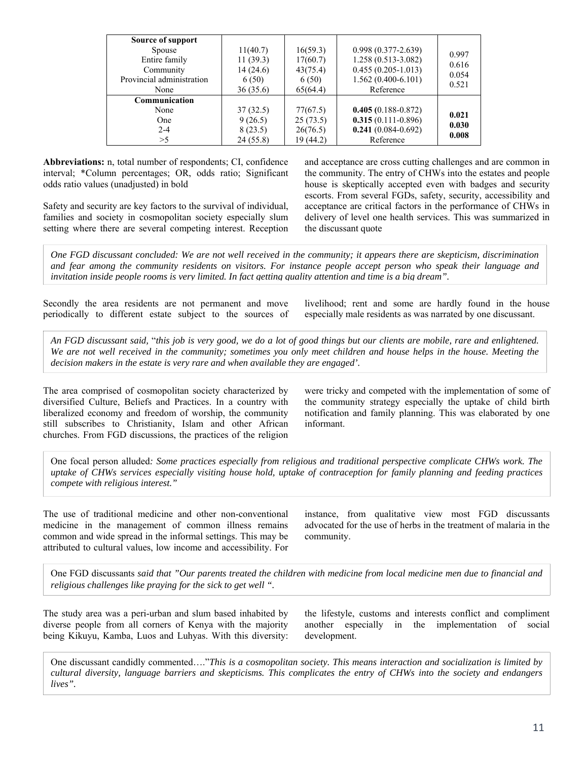| Source of support | | | | |
|---|---|---|---|---|
| Spouse | 11(40.7) | 16(59.3) | 0.998 (0.377-2.639) | 0.997 |
| Entire family | 11 (39.3) | 17(60.7) | 1.258 (0.513-3.082) | 0.616 |
| Community | 14 (24.6) | 43(75.4) | 0.455 (0.205-1.013) | 0.054 |
| Provincial administration | 6 (50) | 6 (50) | 1.562 (0.400-6.101) | 0.521 |
| None | 36 (35.6) | 65(64.4) | Reference | |
| **Communication** | | | | |
| None | 37 (32.5) | 77(67.5) | **0.405** (0.188-0.872) | **0.021** |
| One | 9 (26.5) | 25 (73.5) | **0.315** (0.111-0.896) | **0.030** |
| 2-4 | 8 (23.5) | 26(76.5) | **0.241** (0.084-0.692) | **0.008** |
| >5 | 24 (55.8) | 19 (44.2) | Reference | |

**Abbreviations:** n, total number of respondents; CI, confidence interval; *Column percentages; OR, odds ratio; Significant odds ratio values (unadjusted) in bold

Safety and security are key factors to the survival of individual, families and society in cosmopolitan society especially slum setting where there are several competing interest. Reception and acceptance are cross cutting challenges and are common in the community. The entry of CHWs into the estates and people house is skeptically accepted even with badges and security escorts. From several FGDs, safety, security, accessibility and acceptance are critical factors in the performance of CHWs in delivery of level one health services. This was summarized in the discussant quote

> *One FGD discussant concluded: We are not well received in the community; it appears there are skepticism, discrimination and fear among the community residents on visitors. For instance people accept person who speak their language and invitation inside people rooms is very limited. In fact getting quality attention and time is a big dream".*

Secondly the area residents are not permanent and move periodically to different estate subject to the sources of livelihood; rent and some are hardly found in the house especially male residents as was narrated by one discussant.

> *An FGD discussant said,* "*this job is very good, we do a lot of good things but our clients are mobile, rare and enlightened. We are not well received in the community; sometimes you only meet children and house helps in the house. Meeting the decision makers in the estate is very rare and when available they are engaged'.*

The area comprised of cosmopolitan society characterized by diversified Culture, Beliefs and Practices. In a country with liberalized economy and freedom of worship, the community still subscribes to Christianity, Islam and other African churches. From FGD discussions, the practices of the religion were tricky and competed with the implementation of some of the community strategy especially the uptake of child birth notification and family planning. This was elaborated by one informant.

> One focal person alluded*: Some practices especially from religious and traditional perspective complicate CHWs work. The uptake of CHWs services especially visiting house hold, uptake of contraception for family planning and feeding practices compete with religious interest."*

The use of traditional medicine and other non-conventional medicine in the management of common illness remains common and wide spread in the informal settings. This may be attributed to cultural values, low income and accessibility. For instance, from qualitative view most FGD discussants advocated for the use of herbs in the treatment of malaria in the community.

> One FGD discussants *said that "Our parents treated the children with medicine from local medicine men due to financial and religious challenges like praying for the sick to get well ".*

The study area was a peri-urban and slum based inhabited by diverse people from all corners of Kenya with the majority being Kikuyu, Kamba, Luos and Luhyas. With this diversity: the lifestyle, customs and interests conflict and compliment another especially in the implementation of social development.

> One discussant candidly commented…."*This is a cosmopolitan society. This means interaction and socialization is limited by cultural diversity, language barriers and skepticisms. This complicates the entry of CHWs into the society and endangers lives".*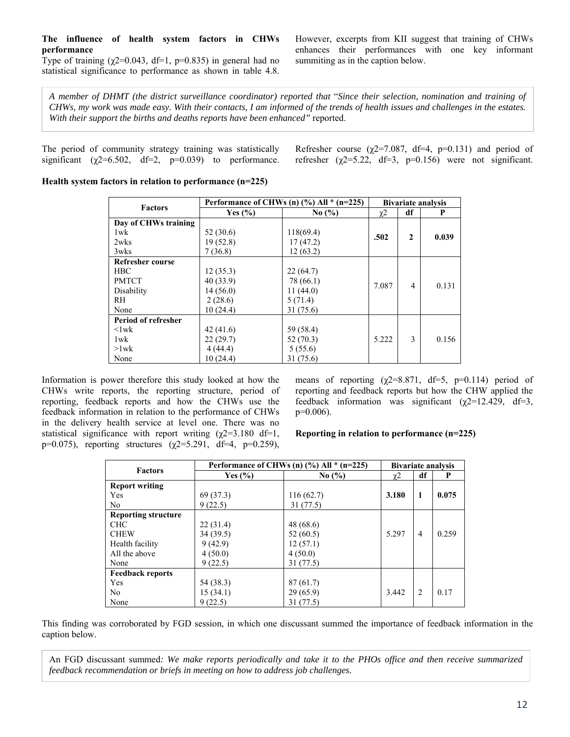**The influence of health system factors in CHWs performance**

Type of training ($\chi2$=0.043, df=1, p=0.835) in general had no statistical significance to performance as shown in table 4.8. However, excerpts from KII suggest that training of CHWs enhances their performances with one key informant summiting as in the caption below.

*A member of DHMT (the district surveillance coordinator) reported that "Since their selection, nomination and training of CHWs, my work was made easy. With their contacts, I am informed of the trends of health issues and challenges in the estates. With their support the births and deaths reports have been enhanced"* reported.

The period of community strategy training was statistically significant ($\chi2$=6.502, df=2, p=0.039) to performance. Refresher course ($\chi2$=7.087, df=4, p=0.131) and period of refresher ($\chi2$=5.22, df=3, p=0.156) were not significant.

**Health system factors in relation to performance (n=225)**

| Factors | Performance of CHWs (n) (%) All * (n=225) | | Bivariate analysis | | |
|---|---|---|---|---|---|
| | Yes (%) | No (%) | $\chi2$ | df | P |
| **Day of CHWs training** | | | | | |
| 1wk | 52 (30.6) | 118(69.4) | **.502** | **2** | **0.039** |
| 2wks | 19 (52.8) | 17 (47.2) | | | |
| 3wks | 7 (36.8) | 12 (63.2) | | | |
| **Refresher course** | | | | | |
| HBC | 12 (35.3) | 22 (64.7) | 7.087 | 4 | 0.131 |
| PMTCT | 40 (33.9) | 78 (66.1) | | | |
| Disability | 14 (56.0) | 11 (44.0) | | | |
| RH | 2 (28.6) | 5 (71.4) | | | |
| None | 10 (24.4) | 31 (75.6) | | | |
| **Period of refresher** | | | | | |
| <1wk | 42 (41.6) | 59 (58.4) | 5.222 | 3 | 0.156 |
| 1wk | 22 (29.7) | 52 (70.3) | | | |
| >1wk | 4 (44.4) | 5 (55.6) | | | |
| None | 10 (24.4) | 31 (75.6) | | | |

Information is power therefore this study looked at how the CHWs write reports, the reporting structure, period of reporting, feedback reports and how the CHWs use the feedback information in relation to the performance of CHWs in the delivery health service at level one. There was no statistical significance with report writing ($\chi2$=3.180 df=1, p=0.075), reporting structures ($\chi2$=5.291, df=4, p=0.259), means of reporting ($\chi2$=8.871, df=5, p=0.114) period of reporting and feedback reports but how the CHW applied the feedback information was significant ($\chi2$=12.429, df=3, p=0.006).

**Reporting in relation to performance (n=225)**

| Factors | Performance of CHWs (n) (%) All * (n=225) | | Bivariate analysis | | |
|---|---|---|---|---|---|
| | Yes (%) | No (%) | $\chi2$ | df | P |
| **Report writing** | | | | | |
| Yes | 69 (37.3) | 116 (62.7) | **3.180** | **1** | **0.075** |
| No | 9 (22.5) | 31 (77.5) | | | |
| **Reporting structure** | | | | | |
| CHC | 22 (31.4) | 48 (68.6) | 5.297 | 4 | 0.259 |
| CHEW | 34 (39.5) | 52 (60.5) | | | |
| Health facility | 9 (42.9) | 12 (57.1) | | | |
| All the above | 4 (50.0) | 4 (50.0) | | | |
| None | 9 (22.5) | 31 (77.5) | | | |
| **Feedback reports** | | | | | |
| Yes | 54 (38.3) | 87 (61.7) | 3.442 | 2 | 0.17 |
| No | 15 (34.1) | 29 (65.9) | | | |
| None | 9 (22.5) | 31 (77.5) | | | |

This finding was corroborated by FGD session, in which one discussant summed the importance of feedback information in the caption below.

An FGD discussant summed*: We make reports periodically and take it to the PHOs office and then receive summarized feedback recommendation or briefs in meeting on how to address job challenges.*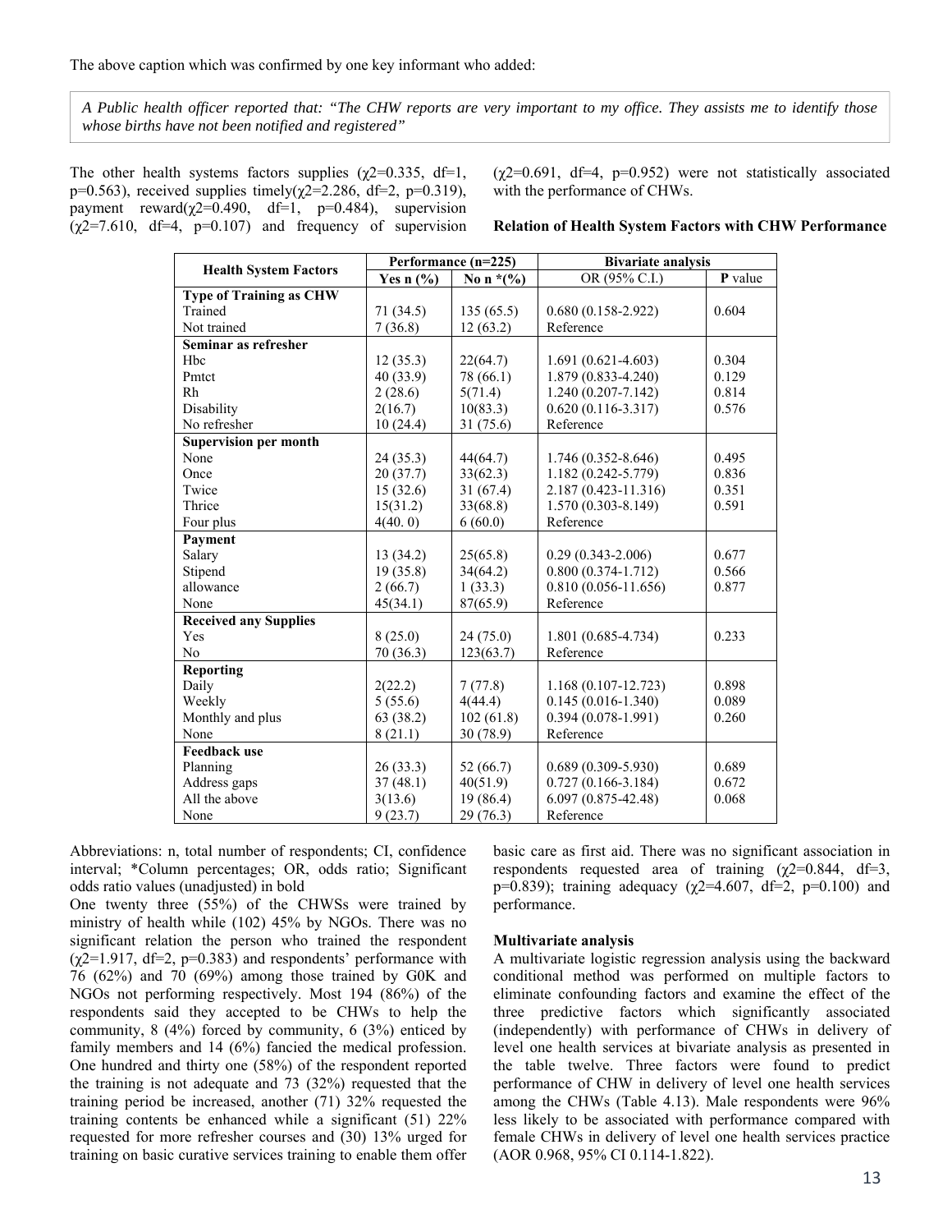The above caption which was confirmed by one key informant who added:

> *A Public health officer reported that: "The CHW reports are very important to my office. They assists me to identify those whose births have not been notified and registered"*

The other health systems factors supplies ($\chi 2$=0.335, df=1, p=0.563), received supplies timely($\chi 2$=2.286, df=2, p=0.319), payment reward($\chi 2$=0.490, df=1, p=0.484), supervision ($\chi 2$=7.610, df=4, p=0.107) and frequency of supervision ($\chi 2$=0.691, df=4, p=0.952) were not statistically associated with the performance of CHWs.

**Relation of Health System Factors with CHW Performance**

| Health System Factors | Performance (n=225) | | Bivariate analysis | |
|---|---|---|---|---|
| | Yes n (%) | No n *(%) | OR (95% C.I.) | **P** value |
| **Type of Training as CHW** | | | | |
| Trained | 71 (34.5) | 135 (65.5) | 0.680 (0.158-2.922) | 0.604 |
| Not trained | 7 (36.8) | 12 (63.2) | Reference | |
| **Seminar as refresher** | | | | |
| Hbc | 12 (35.3) | 22(64.7) | 1.691 (0.621-4.603) | 0.304 |
| Pmtct | 40 (33.9) | 78 (66.1) | 1.879 (0.833-4.240) | 0.129 |
| Rh | 2 (28.6) | 5(71.4) | 1.240 (0.207-7.142) | 0.814 |
| Disability | 2(16.7) | 10(83.3) | 0.620 (0.116-3.317) | 0.576 |
| No refresher | 10 (24.4) | 31 (75.6) | Reference | |
| **Supervision per month** | | | | |
| None | 24 (35.3) | 44(64.7) | 1.746 (0.352-8.646) | 0.495 |
| Once | 20 (37.7) | 33(62.3) | 1.182 (0.242-5.779) | 0.836 |
| Twice | 15 (32.6) | 31 (67.4) | 2.187 (0.423-11.316) | 0.351 |
| Thrice | 15(31.2) | 33(68.8) | 1.570 (0.303-8.149) | 0.591 |
| Four plus | 4(40. 0) | 6 (60.0) | Reference | |
| **Payment** | | | | |
| Salary | 13 (34.2) | 25(65.8) | 0.29 (0.343-2.006) | 0.677 |
| Stipend | 19 (35.8) | 34(64.2) | 0.800 (0.374-1.712) | 0.566 |
| allowance | 2 (66.7) | 1 (33.3) | 0.810 (0.056-11.656) | 0.877 |
| None | 45(34.1) | 87(65.9) | Reference | |
| **Received any Supplies** | | | | |
| Yes | 8 (25.0) | 24 (75.0) | 1.801 (0.685-4.734) | 0.233 |
| No | 70 (36.3) | 123(63.7) | Reference | |
| **Reporting** | | | | |
| Daily | 2(22.2) | 7 (77.8) | 1.168 (0.107-12.723) | 0.898 |
| Weekly | 5 (55.6) | 4(44.4) | 0.145 (0.016-1.340) | 0.089 |
| Monthly and plus | 63 (38.2) | 102 (61.8) | 0.394 (0.078-1.991) | 0.260 |
| None | 8 (21.1) | 30 (78.9) | Reference | |
| **Feedback use** | | | | |
| Planning | 26 (33.3) | 52 (66.7) | 0.689 (0.309-5.930) | 0.689 |
| Address gaps | 37 (48.1) | 40(51.9) | 0.727 (0.166-3.184) | 0.672 |
| All the above | 3(13.6) | 19 (86.4) | 6.097 (0.875-42.48) | 0.068 |
| None | 9 (23.7) | 29 (76.3) | Reference | |

Abbreviations: n, total number of respondents; CI, confidence interval; *Column percentages; OR, odds ratio; Significant odds ratio values (unadjusted) in bold

One twenty three (55%) of the CHWSs were trained by ministry of health while (102) 45% by NGOs. There was no significant relation the person who trained the respondent ($\chi 2$=1.917, df=2, p=0.383) and respondents' performance with 76 (62%) and 70 (69%) among those trained by G0K and NGOs not performing respectively. Most 194 (86%) of the respondents said they accepted to be CHWs to help the community, 8 (4%) forced by community, 6 (3%) enticed by family members and 14 (6%) fancied the medical profession. One hundred and thirty one (58%) of the respondent reported the training is not adequate and 73 (32%) requested that the training period be increased, another (71) 32% requested the training contents be enhanced while a significant (51) 22% requested for more refresher courses and (30) 13% urged for training on basic curative services training to enable them offer basic care as first aid. There was no significant association in respondents requested area of training ($\chi 2$=0.844, df=3, p=0.839); training adequacy ($\chi 2$=4.607, df=2, p=0.100) and performance.

**Multivariate analysis**

A multivariate logistic regression analysis using the backward conditional method was performed on multiple factors to eliminate confounding factors and examine the effect of the three predictive factors which significantly associated (independently) with performance of CHWs in delivery of level one health services at bivariate analysis as presented in the table twelve. Three factors were found to predict performance of CHW in delivery of level one health services among the CHWs (Table 4.13). Male respondents were 96% less likely to be associated with performance compared with female CHWs in delivery of level one health services practice (AOR 0.968, 95% CI 0.114-1.822).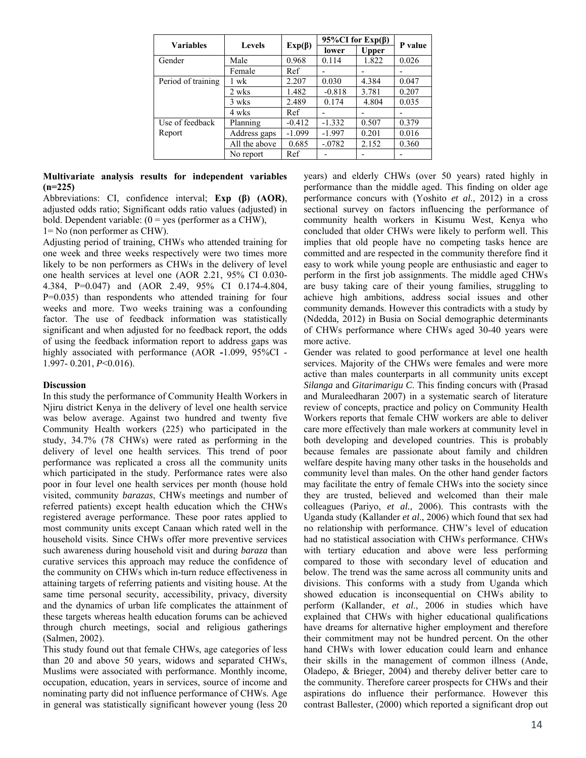| Variables | Levels | Exp(β) | 95%CI for Exp(β) | | P value |
|---|---|---|---|---|---|
| | | | lower | Upper | |
| Gender | Male | 0.968 | 0.114 | 1.822 | 0.026 |
| | Female | Ref | - | - | - |
| Period of training | 1 wk | 2.207 | 0.030 | 4.384 | 0.047 |
| | 2 wks | 1.482 | -0.818 | 3.781 | 0.207 |
| | 3 wks | 2.489 | 0.174 | 4.804 | 0.035 |
| | 4 wks | Ref | - | - | - |
| Use of feedback Report | Planning | -0.412 | -1.332 | 0.507 | 0.379 |
| | Address gaps | -1.099 | -1.997 | 0.201 | 0.016 |
| | All the above | 0.685 | -.0782 | 2.152 | 0.360 |
| | No report | Ref | - | - | - |

**Multivariate analysis results for independent variables (n=225)**

Abbreviations: CI, confidence interval; **Exp (β) (AOR)**, adjusted odds ratio; Significant odds ratio values (adjusted) in bold. Dependent variable: (0 = yes (performer as a CHW), 1= No (non performer as CHW).

Adjusting period of training, CHWs who attended training for one week and three weeks respectively were two times more likely to be non performers as CHWs in the delivery of level one health services at level one (AOR 2.21, 95% CI 0.030-4.384, P=0.047) and (AOR 2.49, 95% CI 0.174-4.804, P=0.035) than respondents who attended training for four weeks and more. Two weeks training was a confounding factor. The use of feedback information was statistically significant and when adjusted for no feedback report, the odds of using the feedback information report to address gaps was highly associated with performance (AOR **-**1.099, 95%CI -1.997- 0.201, *P*<0.016).

**Discussion**

In this study the performance of Community Health Workers in Njiru district Kenya in the delivery of level one health service was below average. Against two hundred and twenty five Community Health workers (225) who participated in the study, 34.7% (78 CHWs) were rated as performing in the delivery of level one health services. This trend of poor performance was replicated a cross all the community units which participated in the study. Performance rates were also poor in four level one health services per month (house hold visited, community *barazas*, CHWs meetings and number of referred patients) except health education which the CHWs registered average performance. These poor rates applied to most community units except Canaan which rated well in the household visits. Since CHWs offer more preventive services such awareness during household visit and during *baraza* than curative services this approach may reduce the confidence of the community on CHWs which in-turn reduce effectiveness in attaining targets of referring patients and visiting house. At the same time personal security, accessibility, privacy, diversity and the dynamics of urban life complicates the attainment of these targets whereas health education forums can be achieved through church meetings, social and religious gatherings (Salmen, 2002).

This study found out that female CHWs, age categories of less than 20 and above 50 years, widows and separated CHWs, Muslims were associated with performance. Monthly income, occupation, education, years in services, source of income and nominating party did not influence performance of CHWs. Age in general was statistically significant however young (less 20 years) and elderly CHWs (over 50 years) rated highly in performance than the middle aged. This finding on older age performance concurs with (Yoshito *et al.,* 2012) in a cross sectional survey on factors influencing the performance of community health workers in Kisumu West, Kenya who concluded that older CHWs were likely to perform well. This implies that old people have no competing tasks hence are committed and are respected in the community therefore find it easy to work while young people are enthusiastic and eager to perform in the first job assignments. The middle aged CHWs are busy taking care of their young families, struggling to achieve high ambitions, address social issues and other community demands. However this contradicts with a study by (Ndedda, 2012) in Busia on Social demographic determinants of CHWs performance where CHWs aged 30-40 years were more active.

Gender was related to good performance at level one health services. Majority of the CHWs were females and were more active than males counterparts in all community units except *Silanga* and *Gitarimarigu C*. This finding concurs with (Prasad and Muraleedharan 2007) in a systematic search of literature review of concepts, practice and policy on Community Health Workers reports that female CHW workers are able to deliver care more effectively than male workers at community level in both developing and developed countries. This is probably because females are passionate about family and children welfare despite having many other tasks in the households and community level than males. On the other hand gender factors may facilitate the entry of female CHWs into the society since they are trusted, believed and welcomed than their male colleagues (Pariyo, *et al.*, 2006). This contrasts with the Uganda study (Kallander *et al*., 2006) which found that sex had no relationship with performance. CHW's level of education had no statistical association with CHWs performance. CHWs with tertiary education and above were less performing compared to those with secondary level of education and below. The trend was the same across all community units and divisions. This conforms with a study from Uganda which showed education is inconsequential on CHWs ability to perform (Kallander, *et al*., 2006 in studies which have explained that CHWs with higher educational qualifications have dreams for alternative higher employment and therefore their commitment may not be hundred percent. On the other hand CHWs with lower education could learn and enhance their skills in the management of common illness (Ande, Oladepo, & Brieger, 2004) and thereby deliver better care to the community. Therefore career prospects for CHWs and their aspirations do influence their performance. However this contrast Ballester, (2000) which reported a significant drop out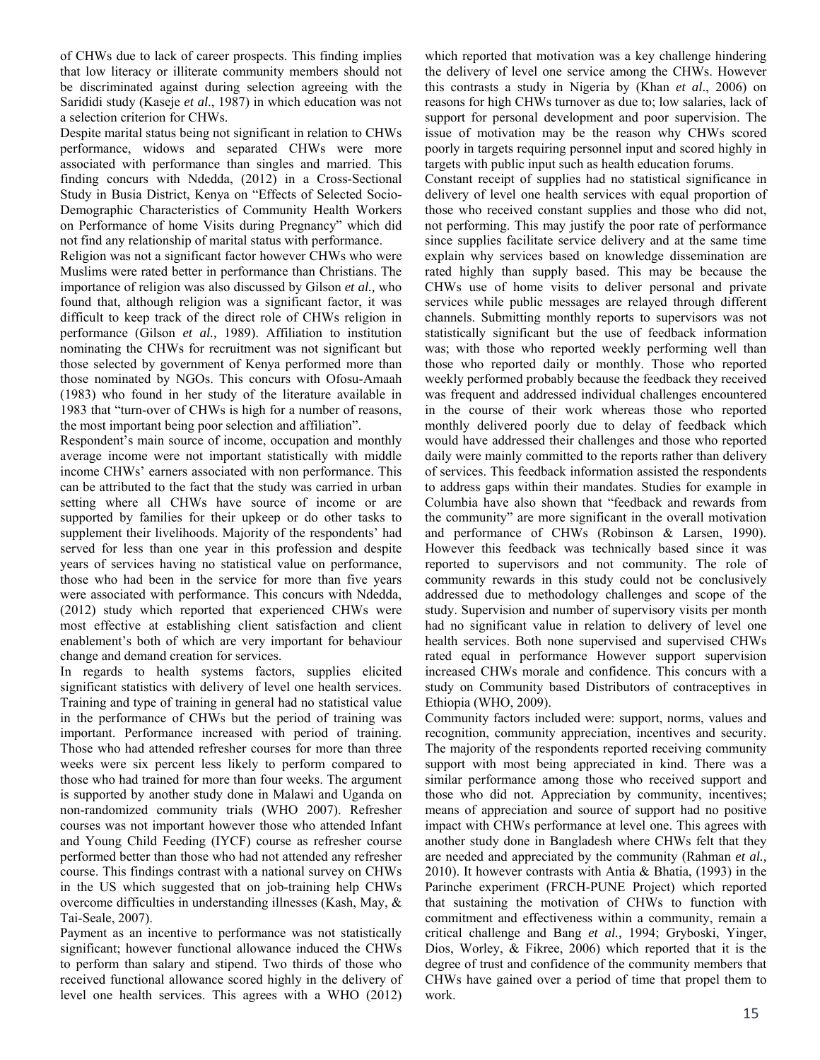of CHWs due to lack of career prospects. This finding implies that low literacy or illiterate community members should not be discriminated against during selection agreeing with the Sarididi study (Kaseje *et al*., 1987) in which education was not a selection criterion for CHWs.

Despite marital status being not significant in relation to CHWs performance, widows and separated CHWs were more associated with performance than singles and married. This finding concurs with Ndedda, (2012) in a Cross-Sectional Study in Busia District, Kenya on "Effects of Selected Socio-Demographic Characteristics of Community Health Workers on Performance of home Visits during Pregnancy" which did not find any relationship of marital status with performance.

Religion was not a significant factor however CHWs who were Muslims were rated better in performance than Christians. The importance of religion was also discussed by Gilson *et al.,* who found that, although religion was a significant factor, it was difficult to keep track of the direct role of CHWs religion in performance (Gilson *et al.,* 1989). Affiliation to institution nominating the CHWs for recruitment was not significant but those selected by government of Kenya performed more than those nominated by NGOs. This concurs with Ofosu-Amaah (1983) who found in her study of the literature available in 1983 that "turn-over of CHWs is high for a number of reasons, the most important being poor selection and affiliation".

Respondent's main source of income, occupation and monthly average income were not important statistically with middle income CHWs' earners associated with non performance. This can be attributed to the fact that the study was carried in urban setting where all CHWs have source of income or are supported by families for their upkeep or do other tasks to supplement their livelihoods. Majority of the respondents' had served for less than one year in this profession and despite years of services having no statistical value on performance, those who had been in the service for more than five years were associated with performance. This concurs with Ndedda, (2012) study which reported that experienced CHWs were most effective at establishing client satisfaction and client enablement's both of which are very important for behaviour change and demand creation for services.

In regards to health systems factors, supplies elicited significant statistics with delivery of level one health services. Training and type of training in general had no statistical value in the performance of CHWs but the period of training was important. Performance increased with period of training. Those who had attended refresher courses for more than three weeks were six percent less likely to perform compared to those who had trained for more than four weeks. The argument is supported by another study done in Malawi and Uganda on non-randomized community trials (WHO 2007). Refresher courses was not important however those who attended Infant and Young Child Feeding (IYCF) course as refresher course performed better than those who had not attended any refresher course. This findings contrast with a national survey on CHWs in the US which suggested that on job-training help CHWs overcome difficulties in understanding illnesses (Kash, May, & Tai-Seale, 2007).

Payment as an incentive to performance was not statistically significant; however functional allowance induced the CHWs to perform than salary and stipend. Two thirds of those who received functional allowance scored highly in the delivery of level one health services. This agrees with a WHO (2012) which reported that motivation was a key challenge hindering the delivery of level one service among the CHWs. However this contrasts a study in Nigeria by (Khan *et al*., 2006) on reasons for high CHWs turnover as due to; low salaries, lack of support for personal development and poor supervision. The issue of motivation may be the reason why CHWs scored poorly in targets requiring personnel input and scored highly in targets with public input such as health education forums.

Constant receipt of supplies had no statistical significance in delivery of level one health services with equal proportion of those who received constant supplies and those who did not, not performing. This may justify the poor rate of performance since supplies facilitate service delivery and at the same time explain why services based on knowledge dissemination are rated highly than supply based. This may be because the CHWs use of home visits to deliver personal and private services while public messages are relayed through different channels. Submitting monthly reports to supervisors was not statistically significant but the use of feedback information was; with those who reported weekly performing well than those who reported daily or monthly. Those who reported weekly performed probably because the feedback they received was frequent and addressed individual challenges encountered in the course of their work whereas those who reported monthly delivered poorly due to delay of feedback which would have addressed their challenges and those who reported daily were mainly committed to the reports rather than delivery of services. This feedback information assisted the respondents to address gaps within their mandates. Studies for example in Columbia have also shown that "feedback and rewards from the community" are more significant in the overall motivation and performance of CHWs (Robinson & Larsen, 1990). However this feedback was technically based since it was reported to supervisors and not community. The role of community rewards in this study could not be conclusively addressed due to methodology challenges and scope of the study. Supervision and number of supervisory visits per month had no significant value in relation to delivery of level one health services. Both none supervised and supervised CHWs rated equal in performance However support supervision increased CHWs morale and confidence. This concurs with a study on Community based Distributors of contraceptives in Ethiopia (WHO, 2009).

Community factors included were: support, norms, values and recognition, community appreciation, incentives and security. The majority of the respondents reported receiving community support with most being appreciated in kind. There was a similar performance among those who received support and those who did not. Appreciation by community, incentives; means of appreciation and source of support had no positive impact with CHWs performance at level one. This agrees with another study done in Bangladesh where CHWs felt that they are needed and appreciated by the community (Rahman *et al.,* 2010). It however contrasts with Antia & Bhatia, (1993) in the Parinche experiment (FRCH-PUNE Project) which reported that sustaining the motivation of CHWs to function with commitment and effectiveness within a community, remain a critical challenge and Bang *et al.,* 1994; Gryboski, Yinger, Dios, Worley, & Fikree, 2006) which reported that it is the degree of trust and confidence of the community members that CHWs have gained over a period of time that propel them to work.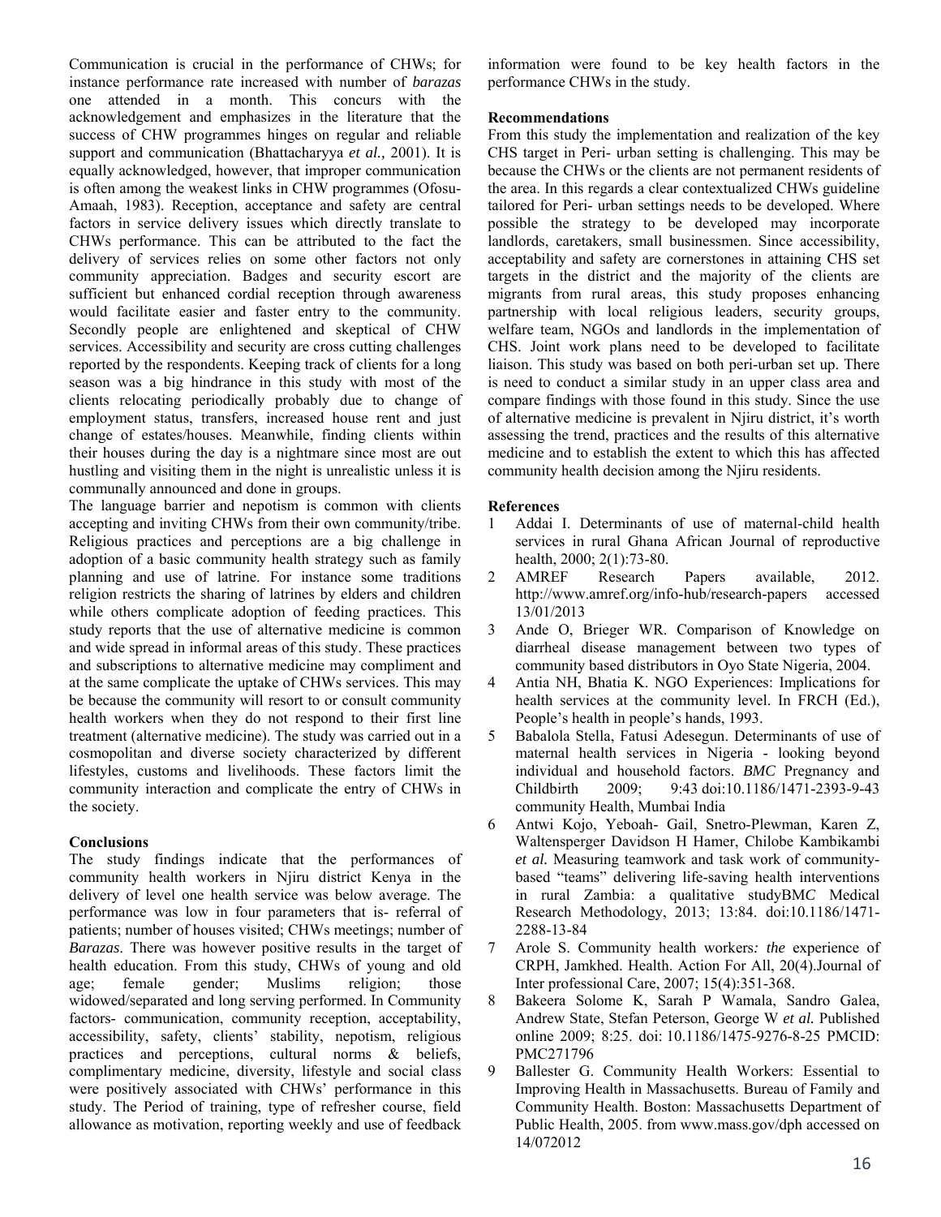Communication is crucial in the performance of CHWs; for instance performance rate increased with number of *barazas* one attended in a month. This concurs with the acknowledgement and emphasizes in the literature that the success of CHW programmes hinges on regular and reliable support and communication (Bhattacharyya *et al.,* 2001). It is equally acknowledged, however, that improper communication is often among the weakest links in CHW programmes (Ofosu-Amaah, 1983). Reception, acceptance and safety are central factors in service delivery issues which directly translate to CHWs performance. This can be attributed to the fact the delivery of services relies on some other factors not only community appreciation. Badges and security escort are sufficient but enhanced cordial reception through awareness would facilitate easier and faster entry to the community. Secondly people are enlightened and skeptical of CHW services. Accessibility and security are cross cutting challenges reported by the respondents. Keeping track of clients for a long season was a big hindrance in this study with most of the clients relocating periodically probably due to change of employment status, transfers, increased house rent and just change of estates/houses. Meanwhile, finding clients within their houses during the day is a nightmare since most are out hustling and visiting them in the night is unrealistic unless it is communally announced and done in groups.

The language barrier and nepotism is common with clients accepting and inviting CHWs from their own community/tribe. Religious practices and perceptions are a big challenge in adoption of a basic community health strategy such as family planning and use of latrine. For instance some traditions religion restricts the sharing of latrines by elders and children while others complicate adoption of feeding practices. This study reports that the use of alternative medicine is common and wide spread in informal areas of this study. These practices and subscriptions to alternative medicine may compliment and at the same complicate the uptake of CHWs services. This may be because the community will resort to or consult community health workers when they do not respond to their first line treatment (alternative medicine). The study was carried out in a cosmopolitan and diverse society characterized by different lifestyles, customs and livelihoods. These factors limit the community interaction and complicate the entry of CHWs in the society.

**Conclusions**

The study findings indicate that the performances of community health workers in Njiru district Kenya in the delivery of level one health service was below average. The performance was low in four parameters that is- referral of patients; number of houses visited; CHWs meetings; number of *Barazas*. There was however positive results in the target of health education. From this study, CHWs of young and old age; female gender; Muslims religion; those widowed/separated and long serving performed. In Community factors- communication, community reception, acceptability, accessibility, safety, clients' stability, nepotism, religious practices and perceptions, cultural norms & beliefs, complimentary medicine, diversity, lifestyle and social class were positively associated with CHWs' performance in this study. The Period of training, type of refresher course, field allowance as motivation, reporting weekly and use of feedback information were found to be key health factors in the performance CHWs in the study.

**Recommendations**

From this study the implementation and realization of the key CHS target in Peri- urban setting is challenging. This may be because the CHWs or the clients are not permanent residents of the area. In this regards a clear contextualized CHWs guideline tailored for Peri- urban settings needs to be developed. Where possible the strategy to be developed may incorporate landlords, caretakers, small businessmen. Since accessibility, acceptability and safety are cornerstones in attaining CHS set targets in the district and the majority of the clients are migrants from rural areas, this study proposes enhancing partnership with local religious leaders, security groups, welfare team, NGOs and landlords in the implementation of CHS. Joint work plans need to be developed to facilitate liaison. This study was based on both peri-urban set up. There is need to conduct a similar study in an upper class area and compare findings with those found in this study. Since the use of alternative medicine is prevalent in Njiru district, it's worth assessing the trend, practices and the results of this alternative medicine and to establish the extent to which this has affected community health decision among the Njiru residents.

**References**

1. Addai I. Determinants of use of maternal-child health services in rural Ghana African Journal of reproductive health, 2000; 2(1):73-80.
2. AMREF Research Papers available, 2012. http://www.amref.org/info-hub/research-papers accessed 13/01/2013
3. Ande O, Brieger WR. Comparison of Knowledge on diarrheal disease management between two types of community based distributors in Oyo State Nigeria, 2004.
4. Antia NH, Bhatia K. NGO Experiences: Implications for health services at the community level. In FRCH (Ed.), People's health in people's hands, 1993.
5. Babalola Stella, Fatusi Adesegun. Determinants of use of maternal health services in Nigeria - looking beyond individual and household factors. *BMC* Pregnancy and Childbirth 2009; 9:43 doi:10.1186/1471-2393-9-43 community Health, Mumbai India
6. Antwi Kojo, Yeboah- Gail, Snetro-Plewman, Karen Z, Waltensperger Davidson H Hamer, Chilobe Kambikambi *et al.* Measuring teamwork and task work of community-based "teams" delivering life-saving health interventions in rural Zambia: a qualitative studyBM*C* Medical Research Methodology, 2013; 13:84. doi:10.1186/1471-2288-13-84
7. Arole S. Community health workers*: the* experience of CRPH, Jamkhed. Health. Action For All, 20(4).Journal of Inter professional Care, 2007; 15(4):351-368.
8. Bakeera Solome K, Sarah P Wamala, Sandro Galea, Andrew State, Stefan Peterson, George W *et al.* Published online 2009; 8:25. doi: 10.1186/1475-9276-8-25 PMCID: PMC271796
9. Ballester G. Community Health Workers: Essential to Improving Health in Massachusetts. Bureau of Family and Community Health. Boston: Massachusetts Department of Public Health, 2005. from www.mass.gov/dph accessed on 14/072012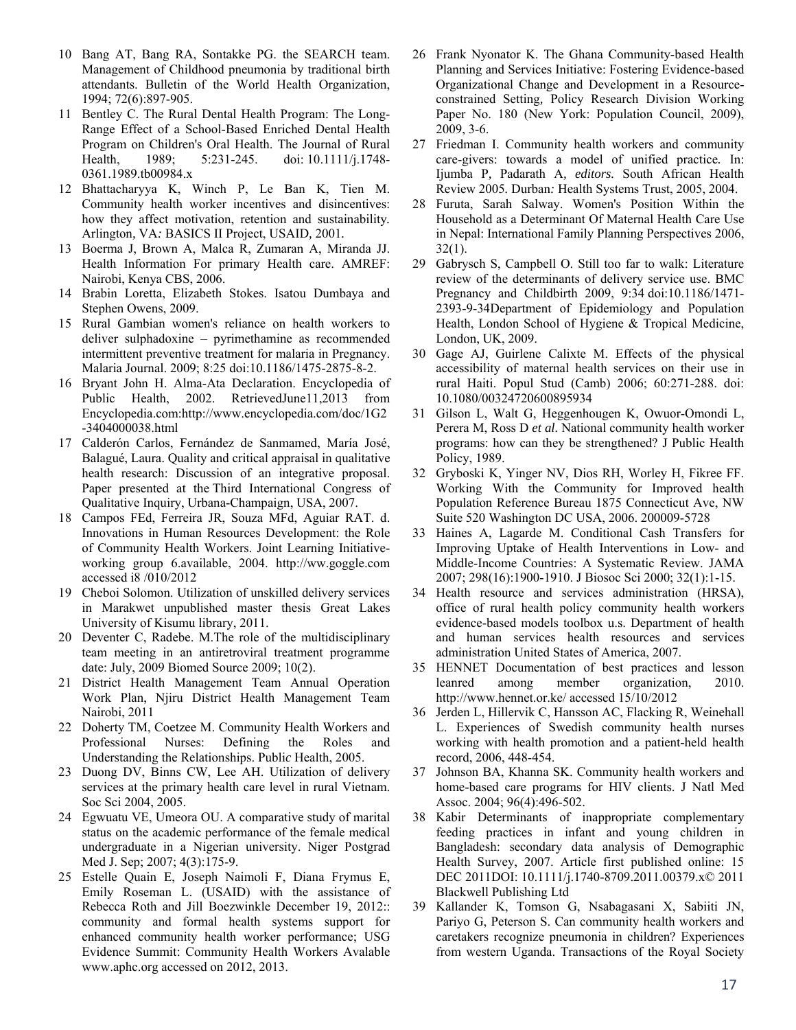10 Bang AT, Bang RA, Sontakke PG. the SEARCH team. Management of Childhood pneumonia by traditional birth attendants. Bulletin of the World Health Organization, 1994; 72(6):897-905.

11 Bentley C. The Rural Dental Health Program: The Long-Range Effect of a School-Based Enriched Dental Health Program on Children's Oral Health. The Journal of Rural Health, 1989; 5:231-245. doi: 10.1111/j.1748-0361.1989.tb00984.x

12 Bhattacharyya K, Winch P, Le Ban K, Tien M. Community health worker incentives and disincentives: how they affect motivation, retention and sustainability. Arlington, VA: BASICS II Project, USAID, 2001.

13 Boerma J, Brown A, Malca R, Zumaran A, Miranda JJ. Health Information For primary Health care. AMREF: Nairobi, Kenya CBS, 2006.

14 Brabin Loretta, Elizabeth Stokes. Isatou Dumbaya and Stephen Owens, 2009.

15 Rural Gambian women's reliance on health workers to deliver sulphadoxine – pyrimethamine as recommended intermittent preventive treatment for malaria in Pregnancy. Malaria Journal. 2009; 8:25 doi:10.1186/1475-2875-8-2.

16 Bryant John H. Alma-Ata Declaration. Encyclopedia of Public Health, 2002. RetrievedJune11,2013 from Encyclopedia.com:http://www.encyclopedia.com/doc/1G2-3404000038.html

17 Calderón Carlos, Fernández de Sanmamed, María José, Balagué, Laura. Quality and critical appraisal in qualitative health research: Discussion of an integrative proposal. Paper presented at the Third International Congress of Qualitative Inquiry, Urbana-Champaign, USA, 2007.

18 Campos FEd, Ferreira JR, Souza MFd, Aguiar RAT. d. Innovations in Human Resources Development: the Role of Community Health Workers. Joint Learning Initiative-working group 6.available, 2004. http://ww.goggle.com accessed i8 /010/2012

19 Cheboi Solomon. Utilization of unskilled delivery services in Marakwet unpublished master thesis Great Lakes University of Kisumu library, 2011.

20 Deventer C, Radebe. M.The role of the multidisciplinary team meeting in an antiretroviral treatment programme date: July, 2009 Biomed Source 2009; 10(2).

21 District Health Management Team Annual Operation Work Plan, Njiru District Health Management Team Nairobi, 2011

22 Doherty TM, Coetzee M. Community Health Workers and Professional Nurses: Defining the Roles and Understanding the Relationships. Public Health, 2005.

23 Duong DV, Binns CW, Lee AH. Utilization of delivery services at the primary health care level in rural Vietnam. Soc Sci 2004, 2005.

24 Egwuatu VE, Umeora OU. A comparative study of marital status on the academic performance of the female medical undergraduate in a Nigerian university. Niger Postgrad Med J. Sep; 2007; 4(3):175-9.

25 Estelle Quain E, Joseph Naimoli F, Diana Frymus E, Emily Roseman L. (USAID) with the assistance of Rebecca Roth and Jill Boezwinkle December 19, 2012:: community and formal health systems support for enhanced community health worker performance; USG Evidence Summit: Community Health Workers Avalable www.aphc.org accessed on 2012, 2013.

26 Frank Nyonator K. The Ghana Community-based Health Planning and Services Initiative: Fostering Evidence-based Organizational Change and Development in a Resource-constrained Setting, Policy Research Division Working Paper No. 180 (New York: Population Council, 2009), 2009, 3-6.

27 Friedman I. Community health workers and community care-givers: towards a model of unified practice. In: Ijumba P, Padarath A, *editors*. South African Health Review 2005. Durban: Health Systems Trust, 2005, 2004.

28 Furuta, Sarah Salway. Women's Position Within the Household as a Determinant Of Maternal Health Care Use in Nepal: International Family Planning Perspectives 2006, 32(1).

29 Gabrysch S, Campbell O. Still too far to walk: Literature review of the determinants of delivery service use. BMC Pregnancy and Childbirth 2009, 9:34 doi:10.1186/1471-2393-9-34Department of Epidemiology and Population Health, London School of Hygiene & Tropical Medicine, London, UK, 2009.

30 Gage AJ, Guirlene Calixte M. Effects of the physical accessibility of maternal health services on their use in rural Haiti. Popul Stud (Camb) 2006; 60:271-288. doi: 10.1080/00324720600895934

31 Gilson L, Walt G, Heggenhougen K, Owuor-Omondi L, Perera M, Ross D *et al*. National community health worker programs: how can they be strengthened? J Public Health Policy, 1989.

32 Gryboski K, Yinger NV, Dios RH, Worley H, Fikree FF. Working With the Community for Improved health Population Reference Bureau 1875 Connecticut Ave, NW Suite 520 Washington DC USA, 2006. 200009-5728

33 Haines A, Lagarde M. Conditional Cash Transfers for Improving Uptake of Health Interventions in Low- and Middle-Income Countries: A Systematic Review. JAMA 2007; 298(16):1900-1910. J Biosoc Sci 2000; 32(1):1-15.

34 Health resource and services administration (HRSA), office of rural health policy community health workers evidence-based models toolbox u.s. Department of health and human services health resources and services administration United States of America, 2007.

35 HENNET Documentation of best practices and lesson leanred among member organization, 2010. http://www.hennet.or.ke/ accessed 15/10/2012

36 Jerden L, Hillervik C, Hansson AC, Flacking R, Weinehall L. Experiences of Swedish community health nurses working with health promotion and a patient-held health record, 2006, 448-454.

37 Johnson BA, Khanna SK. Community health workers and home-based care programs for HIV clients. J Natl Med Assoc. 2004; 96(4):496-502.

38 Kabir Determinants of inappropriate complementary feeding practices in infant and young children in Bangladesh: secondary data analysis of Demographic Health Survey, 2007. Article first published online: 15 DEC 2011DOI: 10.1111/j.1740-8709.2011.00379.x© 2011 Blackwell Publishing Ltd

39 Kallander K, Tomson G, Nsabagasani X, Sabiiti JN, Pariyo G, Peterson S. Can community health workers and caretakers recognize pneumonia in children? Experiences from western Uganda. Transactions of the Royal Society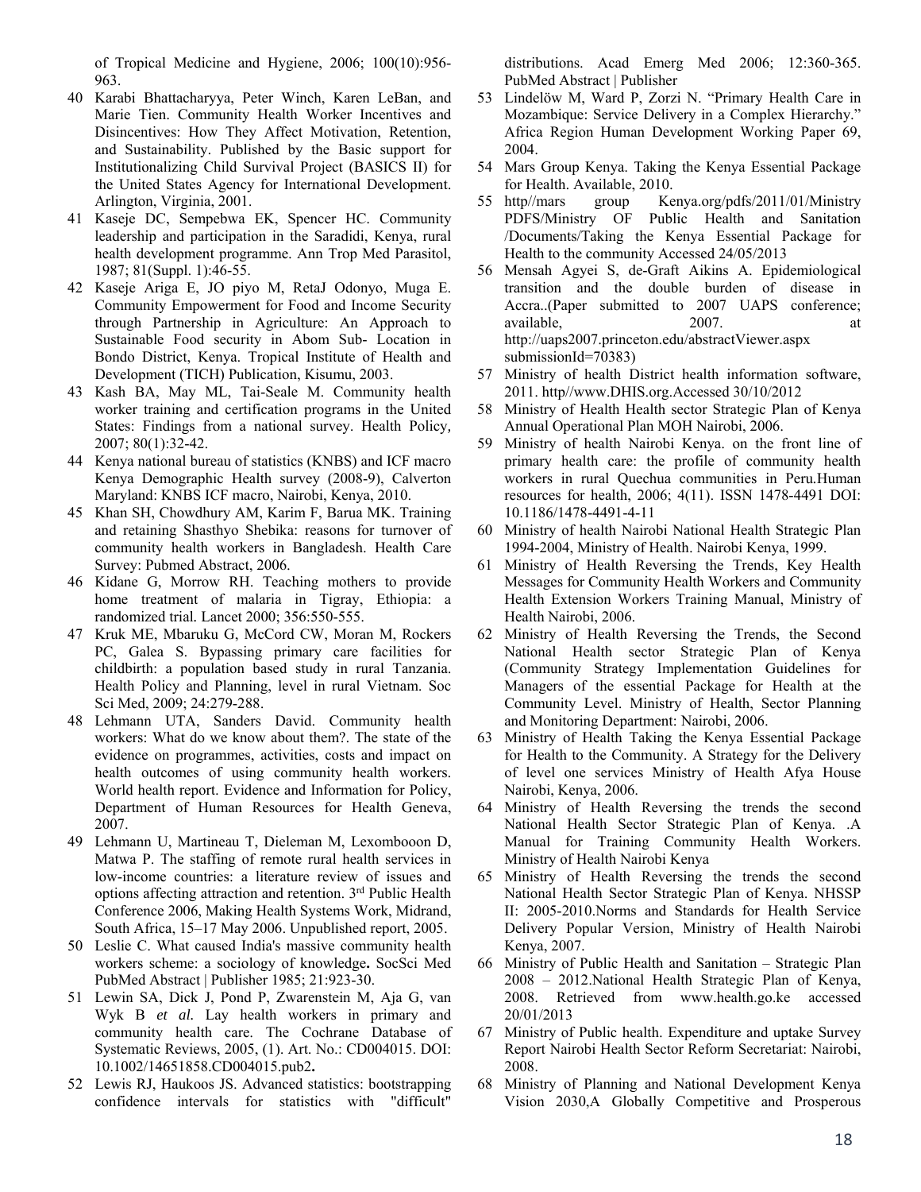of Tropical Medicine and Hygiene, 2006; 100(10):956-963.

40 Karabi Bhattacharyya, Peter Winch, Karen LeBan, and Marie Tien. Community Health Worker Incentives and Disincentives: How They Affect Motivation, Retention, and Sustainability. Published by the Basic support for Institutionalizing Child Survival Project (BASICS II) for the United States Agency for International Development. Arlington, Virginia, 2001.

41 Kaseje DC, Sempebwa EK, Spencer HC. Community leadership and participation in the Saradidi, Kenya, rural health development programme. Ann Trop Med Parasitol, 1987; 81(Suppl. 1):46-55.

42 Kaseje Ariga E, JO piyo M, RetaJ Odonyo, Muga E. Community Empowerment for Food and Income Security through Partnership in Agriculture: An Approach to Sustainable Food security in Abom Sub- Location in Bondo District, Kenya. Tropical Institute of Health and Development (TICH) Publication, Kisumu, 2003.

43 Kash BA, May ML, Tai-Seale M. Community health worker training and certification programs in the United States: Findings from a national survey. Health Policy, 2007; 80(1):32-42.

44 Kenya national bureau of statistics (KNBS) and ICF macro Kenya Demographic Health survey (2008-9), Calverton Maryland: KNBS ICF macro, Nairobi, Kenya, 2010.

45 Khan SH, Chowdhury AM, Karim F, Barua MK. Training and retaining Shasthyo Shebika: reasons for turnover of community health workers in Bangladesh. Health Care Survey: Pubmed Abstract, 2006.

46 Kidane G, Morrow RH. Teaching mothers to provide home treatment of malaria in Tigray, Ethiopia: a randomized trial. Lancet 2000; 356:550-555.

47 Kruk ME, Mbaruku G, McCord CW, Moran M, Rockers PC, Galea S. Bypassing primary care facilities for childbirth: a population based study in rural Tanzania. Health Policy and Planning, level in rural Vietnam. Soc Sci Med, 2009; 24:279-288.

48 Lehmann UTA, Sanders David. Community health workers: What do we know about them?. The state of the evidence on programmes, activities, costs and impact on health outcomes of using community health workers. World health report. Evidence and Information for Policy, Department of Human Resources for Health Geneva, 2007.

49 Lehmann U, Martineau T, Dieleman M, Lexombooon D, Matwa P. The staffing of remote rural health services in low-income countries: a literature review of issues and options affecting attraction and retention. 3rd Public Health Conference 2006, Making Health Systems Work, Midrand, South Africa, 15–17 May 2006. Unpublished report, 2005.

50 Leslie C. What caused India's massive community health workers scheme: a sociology of knowledge**.** SocSci Med PubMed Abstract | Publisher 1985; 21:923-30.

51 Lewin SA, Dick J, Pond P, Zwarenstein M, Aja G, van Wyk B *et al.* Lay health workers in primary and community health care. The Cochrane Database of Systematic Reviews, 2005, (1). Art. No.: CD004015. DOI: 10.1002/14651858.CD004015.pub2**.**

52 Lewis RJ, Haukoos JS. Advanced statistics: bootstrapping confidence intervals for statistics with "difficult" distributions. Acad Emerg Med 2006; 12:360-365. PubMed Abstract | Publisher

53 Lindelöw M, Ward P, Zorzi N. "Primary Health Care in Mozambique: Service Delivery in a Complex Hierarchy." Africa Region Human Development Working Paper 69, 2004.

54 Mars Group Kenya. Taking the Kenya Essential Package for Health. Available, 2010.

55 http//mars group Kenya.org/pdfs/2011/01/Ministry PDFS/Ministry OF Public Health and Sanitation /Documents/Taking the Kenya Essential Package for Health to the community Accessed 24/05/2013

56 Mensah Agyei S, de-Graft Aikins A. Epidemiological transition and the double burden of disease in Accra..(Paper submitted to 2007 UAPS conference; available, 2007. at http://uaps2007.princeton.edu/abstractViewer.aspx submissionId=70383)

57 Ministry of health District health information software, 2011. http//www.DHIS.org.Accessed 30/10/2012

58 Ministry of Health Health sector Strategic Plan of Kenya Annual Operational Plan MOH Nairobi, 2006.

59 Ministry of health Nairobi Kenya. on the front line of primary health care: the profile of community health workers in rural Quechua communities in Peru.Human resources for health, 2006; 4(11). ISSN 1478-4491 DOI: 10.1186/1478-4491-4-11

60 Ministry of health Nairobi National Health Strategic Plan 1994-2004, Ministry of Health. Nairobi Kenya, 1999.

61 Ministry of Health Reversing the Trends, Key Health Messages for Community Health Workers and Community Health Extension Workers Training Manual, Ministry of Health Nairobi, 2006.

62 Ministry of Health Reversing the Trends, the Second National Health sector Strategic Plan of Kenya (Community Strategy Implementation Guidelines for Managers of the essential Package for Health at the Community Level. Ministry of Health, Sector Planning and Monitoring Department: Nairobi, 2006.

63 Ministry of Health Taking the Kenya Essential Package for Health to the Community. A Strategy for the Delivery of level one services Ministry of Health Afya House Nairobi, Kenya, 2006.

64 Ministry of Health Reversing the trends the second National Health Sector Strategic Plan of Kenya. .A Manual for Training Community Health Workers. Ministry of Health Nairobi Kenya

65 Ministry of Health Reversing the trends the second National Health Sector Strategic Plan of Kenya. NHSSP II: 2005-2010.Norms and Standards for Health Service Delivery Popular Version, Ministry of Health Nairobi Kenya, 2007.

66 Ministry of Public Health and Sanitation – Strategic Plan 2008 – 2012.National Health Strategic Plan of Kenya, 2008. Retrieved from www.health.go.ke accessed 20/01/2013

67 Ministry of Public health. Expenditure and uptake Survey Report Nairobi Health Sector Reform Secretariat: Nairobi, 2008.

68 Ministry of Planning and National Development Kenya Vision 2030,A Globally Competitive and Prosperous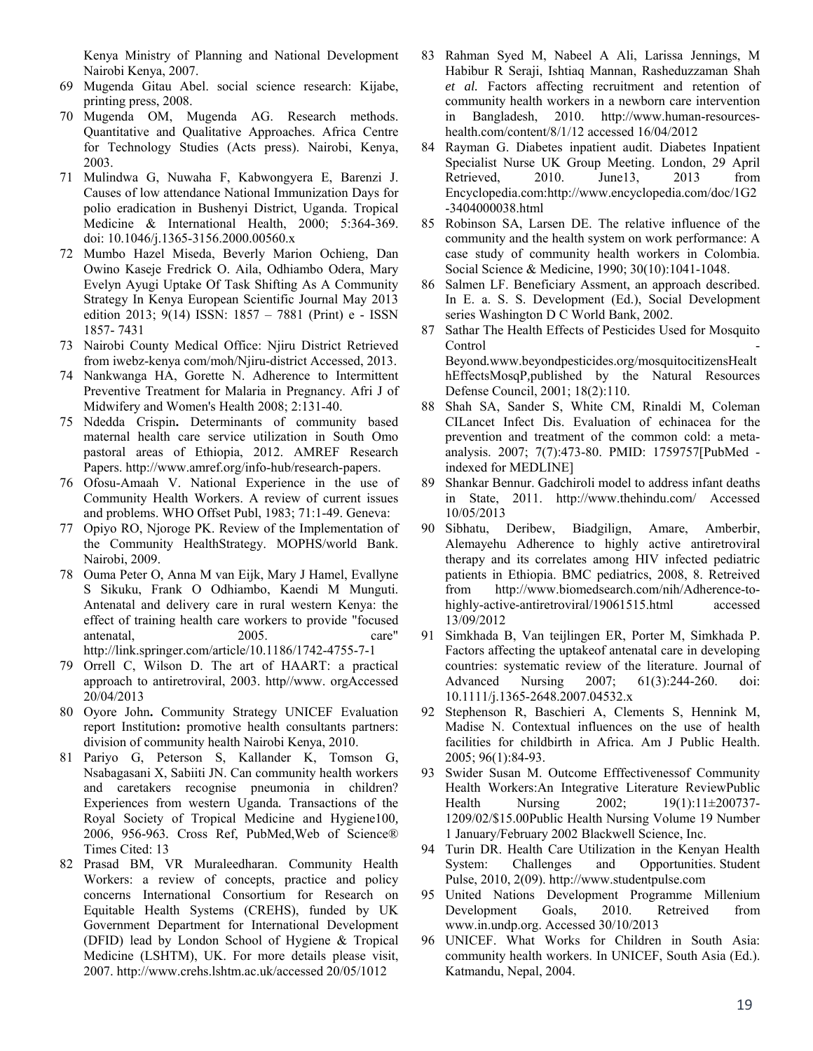Kenya Ministry of Planning and National Development Nairobi Kenya, 2007.

69 Mugenda Gitau Abel. social science research: Kijabe, printing press, 2008.

70 Mugenda OM, Mugenda AG. Research methods. Quantitative and Qualitative Approaches. Africa Centre for Technology Studies (Acts press). Nairobi, Kenya, 2003.

71 Mulindwa G, Nuwaha F, Kabwongyera E, Barenzi J. Causes of low attendance National Immunization Days for polio eradication in Bushenyi District, Uganda. Tropical Medicine & International Health, 2000; 5:364-369. doi: 10.1046/j.1365-3156.2000.00560.x

72 Mumbo Hazel Miseda, Beverly Marion Ochieng, Dan Owino Kaseje Fredrick O. Aila, Odhiambo Odera, Mary Evelyn Ayugi Uptake Of Task Shifting As A Community Strategy In Kenya European Scientific Journal May 2013 edition 2013; 9(14) ISSN: 1857 – 7881 (Print) e - ISSN 1857- 7431

73 Nairobi County Medical Office: Njiru District Retrieved from iwebz-kenya com/moh/Njiru-district Accessed, 2013.

74 Nankwanga HA, Gorette N. Adherence to Intermittent Preventive Treatment for Malaria in Pregnancy. Afri J of Midwifery and Women's Health 2008; 2:131-40.

75 Ndedda Crispin**.** Determinants of community based maternal health care service utilization in South Omo pastoral areas of Ethiopia, 2012. AMREF Research Papers. http://www.amref.org/info-hub/research-papers.

76 Ofosu-Amaah V. National Experience in the use of Community Health Workers. A review of current issues and problems. WHO Offset Publ, 1983; 71:1-49. Geneva:

77 Opiyo RO, Njoroge PK. Review of the Implementation of the Community HealthStrategy. MOPHS/world Bank. Nairobi, 2009.

78 Ouma Peter O, Anna M van Eijk, Mary J Hamel, Evallyne S Sikuku, Frank O Odhiambo, Kaendi M Munguti. Antenatal and delivery care in rural western Kenya: the effect of training health care workers to provide "focused antenatal, 2005. care" http://link.springer.com/article/10.1186/1742-4755-7-1

79 Orrell C, Wilson D. The art of HAART: a practical approach to antiretroviral, 2003. http//www. orgAccessed 20/04/2013

80 Oyore John**.** Community Strategy UNICEF Evaluation report Institution**:** promotive health consultants partners: division of community health Nairobi Kenya, 2010.

81 Pariyo G, Peterson S, Kallander K, Tomson G, Nsabagasani X, Sabiiti JN. Can community health workers and caretakers recognise pneumonia in children? Experiences from western Uganda*.* Transactions of the Royal Society of Tropical Medicine and Hygiene100*,* 2006, 956-963. Cross Ref, PubMed,Web of Science® Times Cited: 13

82 Prasad BM, VR Muraleedharan. Community Health Workers: a review of concepts, practice and policy concerns International Consortium for Research on Equitable Health Systems (CREHS), funded by UK Government Department for International Development (DFID) lead by London School of Hygiene & Tropical Medicine (LSHTM), UK. For more details please visit, 2007. http://www.crehs.lshtm.ac.uk/accessed 20/05/1012

83 Rahman Syed M, Nabeel A Ali, Larissa Jennings, M Habibur R Seraji, Ishtiaq Mannan, Rasheduzzaman Shah *et al.* Factors affecting recruitment and retention of community health workers in a newborn care intervention in Bangladesh, 2010. http://www.human-resources-health.com/content/8/1/12 accessed 16/04/2012

84 Rayman G. Diabetes inpatient audit. Diabetes Inpatient Specialist Nurse UK Group Meeting. London, 29 April Retrieved, 2010. June13, 2013 from Encyclopedia.com:http://www.encyclopedia.com/doc/1G2-3404000038.html

85 Robinson SA, Larsen DE. The relative influence of the community and the health system on work performance: A case study of community health workers in Colombia. Social Science & Medicine, 1990; 30(10):1041-1048.

86 Salmen LF. Beneficiary Assment, an approach described. In E. a. S. S. Development (Ed.), Social Development series Washington D C World Bank, 2002.

87 Sathar The Health Effects of Pesticides Used for Mosquito Control - Beyond.www.beyondpesticides.org/mosquitocitizensHealthEffectsMosqP,published by the Natural Resources Defense Council, 2001; 18(2):110.

88 Shah SA, Sander S, White CM, Rinaldi M, Coleman CILancet Infect Dis. Evaluation of echinacea for the prevention and treatment of the common cold: a meta-analysis. 2007; 7(7):473-80. PMID: 1759757[PubMed - indexed for MEDLINE]

89 Shankar Bennur. Gadchiroli model to address infant deaths in State, 2011. http://www.thehindu.com/ Accessed 10/05/2013

90 Sibhatu, Deribew, Biadgilign, Amare, Amberbir, Alemayehu Adherence to highly active antiretroviral therapy and its correlates among HIV infected pediatric patients in Ethiopia. BMC pediatrics, 2008, 8. Retreived from http://www.biomedsearch.com/nih/Adherence-to-highly-active-antiretroviral/19061515.html accessed 13/09/2012

91 Simkhada B, Van teijlingen ER, Porter M, Simkhada P. Factors affecting the uptakeof antenatal care in developing countries: systematic review of the literature. Journal of Advanced Nursing 2007; 61(3):244-260. doi: 10.1111/j.1365-2648.2007.04532.x

92 Stephenson R, Baschieri A, Clements S, Hennink M, Madise N. Contextual influences on the use of health facilities for childbirth in Africa. Am J Public Health. 2005; 96(1):84-93.

93 Swider Susan M. Outcome Efffectivenessof Community Health Workers:An Integrative Literature ReviewPublic Health Nursing 2002; 19(1):11±200737-1209/02/$15.00Public Health Nursing Volume 19 Number 1 January/February 2002 Blackwell Science, Inc.

94 Turin DR. Health Care Utilization in the Kenyan Health System: Challenges and Opportunities. Student Pulse, 2010, 2(09). http://www.studentpulse.com

95 United Nations Development Programme Millenium Development Goals, 2010. Retreived from www.in.undp.org. Accessed 30/10/2013

96 UNICEF. What Works for Children in South Asia: community health workers. In UNICEF, South Asia (Ed.). Katmandu, Nepal, 2004.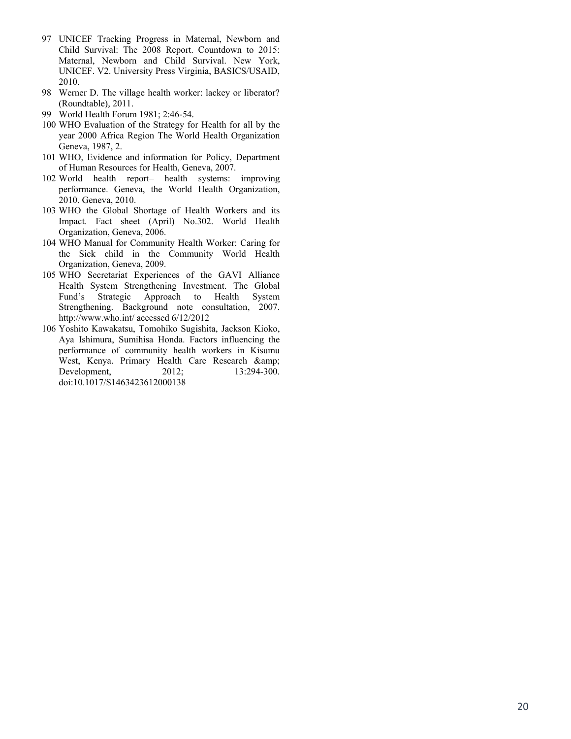97 UNICEF Tracking Progress in Maternal, Newborn and Child Survival: The 2008 Report. Countdown to 2015: Maternal, Newborn and Child Survival. New York, UNICEF. V2. University Press Virginia, BASICS/USAID, 2010.

98 Werner D. The village health worker: lackey or liberator? (Roundtable), 2011.

99 World Health Forum 1981; 2:46-54.

100 WHO Evaluation of the Strategy for Health for all by the year 2000 Africa Region The World Health Organization Geneva, 1987, 2.

101 WHO, Evidence and information for Policy, Department of Human Resources for Health, Geneva, 2007.

102 World health report– health systems: improving performance. Geneva, the World Health Organization, 2010. Geneva, 2010.

103 WHO the Global Shortage of Health Workers and its Impact. Fact sheet (April) No.302. World Health Organization, Geneva, 2006.

104 WHO Manual for Community Health Worker: Caring for the Sick child in the Community World Health Organization, Geneva, 2009.

105 WHO Secretariat Experiences of the GAVI Alliance Health System Strengthening Investment. The Global Fund's Strategic Approach to Health System Strengthening. Background note consultation, 2007. http://www.who.int/ accessed 6/12/2012

106 Yoshito Kawakatsu, Tomohiko Sugishita, Jackson Kioko, Aya Ishimura, Sumihisa Honda. Factors influencing the performance of community health workers in Kisumu West, Kenya. Primary Health Care Research &amp; Development, 2012; 13:294-300. doi:10.1017/S1463423612000138